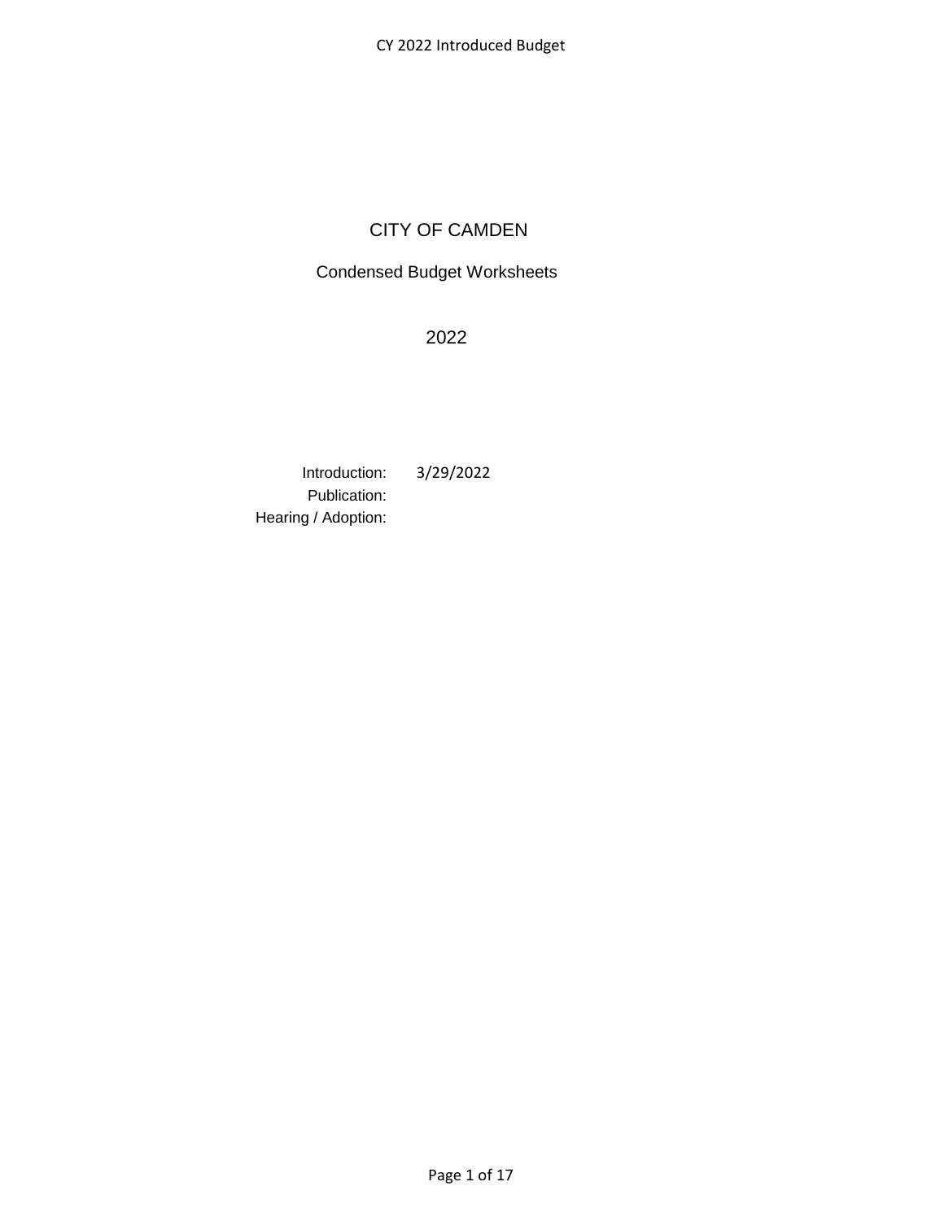# CITY OF CAMDEN

## Condensed Budget Worksheets

## 2022

Introduction: 3/29/2022
Publication:
Hearing / Adoption: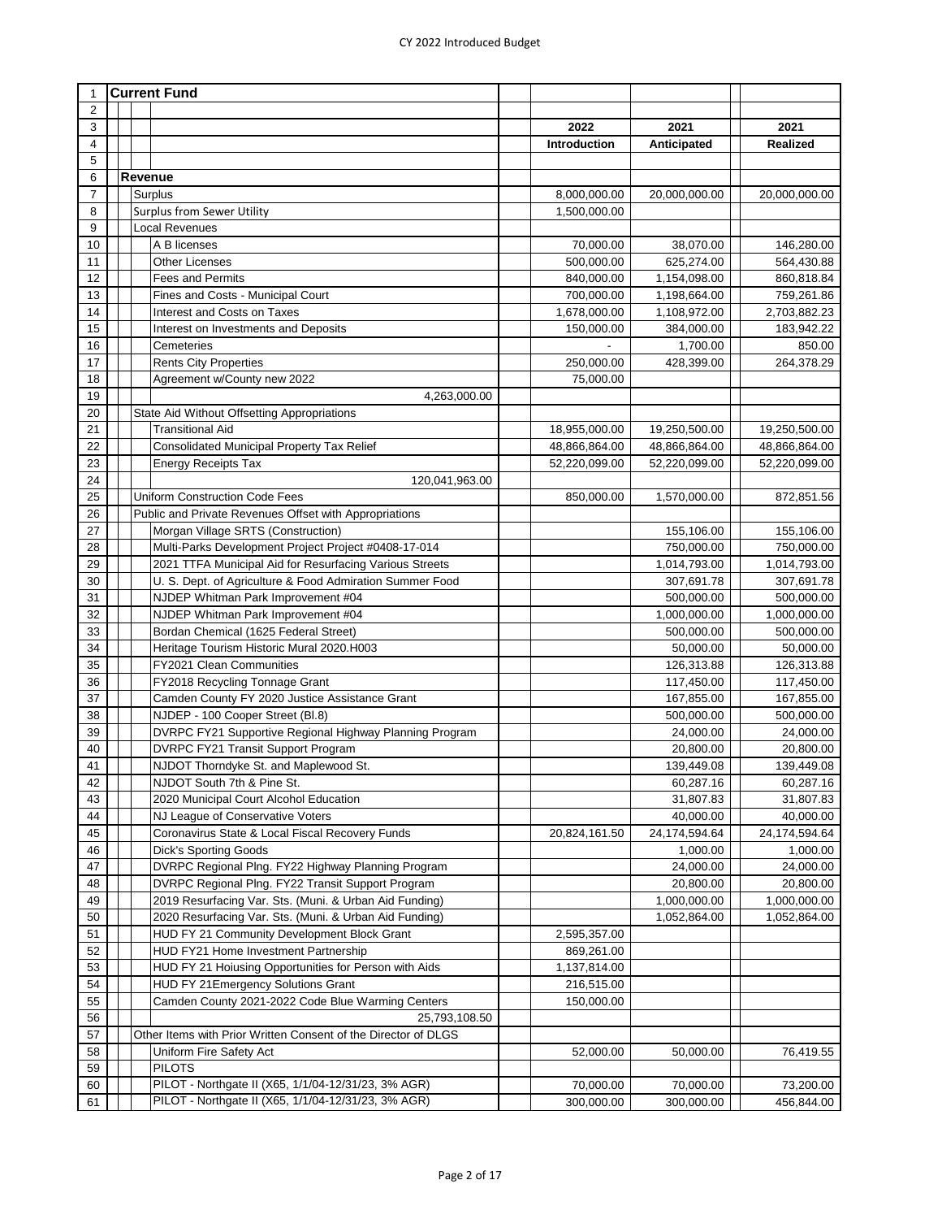| # | Current Fund | 2022 Introduction | 2021 Anticipated | 2021 Realized |
|---|---|---|---|---|
| 1 | **Current Fund** | | | |
| 2 | | | | |
| 3 | | 2022 | 2021 | 2021 |
| 4 | | Introduction | Anticipated | Realized |
| 5 | | | | |
| 6 | **Revenue** | | | |
| 7 | Surplus | 8,000,000.00 | 20,000,000.00 | 20,000,000.00 |
| 8 | Surplus from Sewer Utility | 1,500,000.00 | | |
| 9 | Local Revenues | | | |
| 10 | A B licenses | 70,000.00 | 38,070.00 | 146,280.00 |
| 11 | Other Licenses | 500,000.00 | 625,274.00 | 564,430.88 |
| 12 | Fees and Permits | 840,000.00 | 1,154,098.00 | 860,818.84 |
| 13 | Fines and Costs - Municipal Court | 700,000.00 | 1,198,664.00 | 759,261.86 |
| 14 | Interest and Costs on Taxes | 1,678,000.00 | 1,108,972.00 | 2,703,882.23 |
| 15 | Interest on Investments and Deposits | 150,000.00 | 384,000.00 | 183,942.22 |
| 16 | Cemeteries | - | 1,700.00 | 850.00 |
| 17 | Rents City Properties | 250,000.00 | 428,399.00 | 264,378.29 |
| 18 | Agreement w/County new 2022 | 75,000.00 | | |
| 19 | 4,263,000.00 | | | |
| 20 | State Aid Without Offsetting Appropriations | | | |
| 21 | Transitional Aid | 18,955,000.00 | 19,250,500.00 | 19,250,500.00 |
| 22 | Consolidated Municipal Property Tax Relief | 48,866,864.00 | 48,866,864.00 | 48,866,864.00 |
| 23 | Energy Receipts Tax | 52,220,099.00 | 52,220,099.00 | 52,220,099.00 |
| 24 | 120,041,963.00 | | | |
| 25 | Uniform Construction Code Fees | 850,000.00 | 1,570,000.00 | 872,851.56 |
| 26 | Public and Private Revenues Offset with Appropriations | | | |
| 27 | Morgan Village SRTS (Construction) | | 155,106.00 | 155,106.00 |
| 28 | Multi-Parks Development Project Project #0408-17-014 | | 750,000.00 | 750,000.00 |
| 29 | 2021 TTFA Municipal Aid for Resurfacing Various Streets | | 1,014,793.00 | 1,014,793.00 |
| 30 | U. S. Dept. of Agriculture & Food Admiration Summer Food | | 307,691.78 | 307,691.78 |
| 31 | NJDEP Whitman Park Improvement #04 | | 500,000.00 | 500,000.00 |
| 32 | NJDEP Whitman Park Improvement #04 | | 1,000,000.00 | 1,000,000.00 |
| 33 | Bordan Chemical (1625 Federal Street) | | 500,000.00 | 500,000.00 |
| 34 | Heritage Tourism Historic Mural 2020.H003 | | 50,000.00 | 50,000.00 |
| 35 | FY2021 Clean Communities | | 126,313.88 | 126,313.88 |
| 36 | FY2018 Recycling Tonnage Grant | | 117,450.00 | 117,450.00 |
| 37 | Camden County FY 2020 Justice Assistance Grant | | 167,855.00 | 167,855.00 |
| 38 | NJDEP - 100 Cooper Street (Bl.8) | | 500,000.00 | 500,000.00 |
| 39 | DVRPC FY21 Supportive Regional Highway Planning Program | | 24,000.00 | 24,000.00 |
| 40 | DVRPC FY21 Transit Support Program | | 20,800.00 | 20,800.00 |
| 41 | NJDOT Thorndyke St. and Maplewood St. | | 139,449.08 | 139,449.08 |
| 42 | NJDOT South 7th & Pine St. | | 60,287.16 | 60,287.16 |
| 43 | 2020 Municipal Court Alcohol Education | | 31,807.83 | 31,807.83 |
| 44 | NJ League of Conservative Voters | | 40,000.00 | 40,000.00 |
| 45 | Coronavirus State & Local Fiscal Recovery Funds | 20,824,161.50 | 24,174,594.64 | 24,174,594.64 |
| 46 | Dick's Sporting Goods | | 1,000.00 | 1,000.00 |
| 47 | DVRPC Regional Plng. FY22 Highway Planning Program | | 24,000.00 | 24,000.00 |
| 48 | DVRPC Regional Plng. FY22 Transit Support Program | | 20,800.00 | 20,800.00 |
| 49 | 2019 Resurfacing Var. Sts. (Muni. & Urban Aid Funding) | | 1,000,000.00 | 1,000,000.00 |
| 50 | 2020 Resurfacing Var. Sts. (Muni. & Urban Aid Funding) | | 1,052,864.00 | 1,052,864.00 |
| 51 | HUD FY 21 Community Development Block Grant | 2,595,357.00 | | |
| 52 | HUD FY21 Home Investment Partnership | 869,261.00 | | |
| 53 | HUD FY 21 Hoiusing Opportunities for Person with Aids | 1,137,814.00 | | |
| 54 | HUD FY 21Emergency Solutions Grant | 216,515.00 | | |
| 55 | Camden County 2021-2022 Code Blue Warming Centers | 150,000.00 | | |
| 56 | 25,793,108.50 | | | |
| 57 | Other Items with Prior Written Consent of the Director of DLGS | | | |
| 58 | Uniform Fire Safety Act | 52,000.00 | 50,000.00 | 76,419.55 |
| 59 | PILOTS | | | |
| 60 | PILOT - Northgate II (X65, 1/1/04-12/31/23, 3% AGR) | 70,000.00 | 70,000.00 | 73,200.00 |
| 61 | PILOT - Northgate II (X65, 1/1/04-12/31/23, 3% AGR) | 300,000.00 | 300,000.00 | 456,844.00 |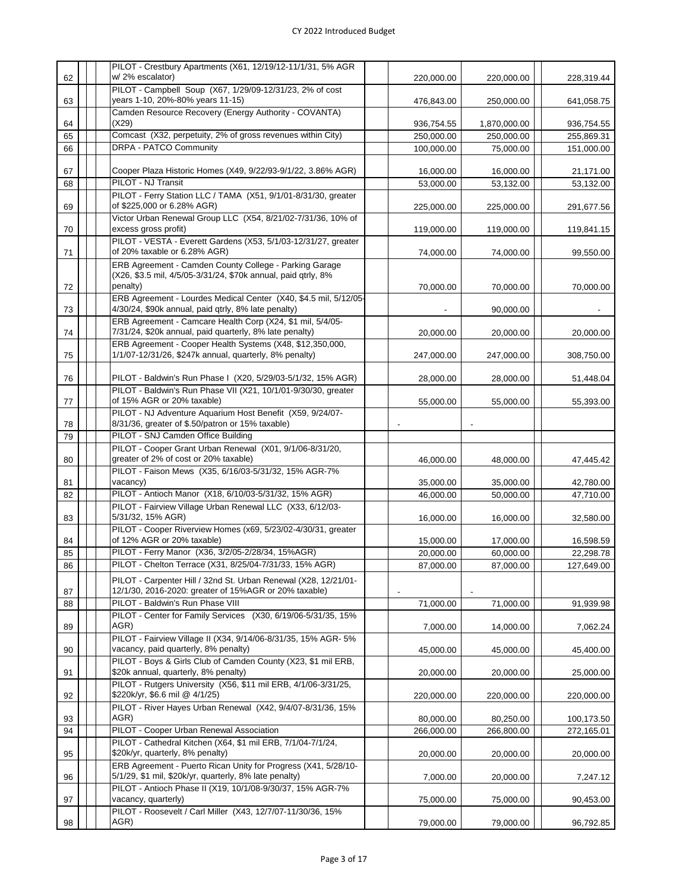| | | | | | | | | | |
|---|---|---|---|---|---|---|---|---|---|
| 62 | | | PILOT - Crestbury Apartments (X61, 12/19/12-11/1/31, 5% AGR w/ 2% escalator) | | 220,000.00 | 220,000.00 | | 228,319.44 |
| 63 | | | PILOT - Campbell Soup (X67, 1/29/09-12/31/23, 2% of cost years 1-10, 20%-80% years 11-15) | | 476,843.00 | 250,000.00 | | 641,058.75 |
| 64 | | | Camden Resource Recovery (Energy Authority - COVANTA) (X29) | | 936,754.55 | 1,870,000.00 | | 936,754.55 |
| 65 | | | Comcast (X32, perpetuity, 2% of gross revenues within City) | | 250,000.00 | 250,000.00 | | 255,869.31 |
| 66 | | | DRPA - PATCO Community | | 100,000.00 | 75,000.00 | | 151,000.00 |
| 67 | | | Cooper Plaza Historic Homes (X49, 9/22/93-9/1/22, 3.86% AGR) | | 16,000.00 | 16,000.00 | | 21,171.00 |
| 68 | | | PILOT - NJ Transit | | 53,000.00 | 53,132.00 | | 53,132.00 |
| 69 | | | PILOT - Ferry Station LLC / TAMA (X51, 9/1/01-8/31/30, greater of $225,000 or 6.28% AGR) | | 225,000.00 | 225,000.00 | | 291,677.56 |
| 70 | | | Victor Urban Renewal Group LLC (X54, 8/21/02-7/31/36, 10% of excess gross profit) | | 119,000.00 | 119,000.00 | | 119,841.15 |
| 71 | | | PILOT - VESTA - Everett Gardens (X53, 5/1/03-12/31/27, greater of 20% taxable or 6.28% AGR) | | 74,000.00 | 74,000.00 | | 99,550.00 |
| 72 | | | ERB Agreement - Camden County College - Parking Garage (X26, $3.5 mil, 4/5/05-3/31/24, $70k annual, paid qtrly, 8% penalty) | | 70,000.00 | 70,000.00 | | 70,000.00 |
| 73 | | | ERB Agreement - Lourdes Medical Center (X40, $4.5 mil, 5/12/05-4/30/24, $90k annual, paid qtrly, 8% late penalty) | | - | 90,000.00 | | - |
| 74 | | | ERB Agreement - Camcare Health Corp (X24, $1 mil, 5/4/05-7/31/24, $20k annual, paid quarterly, 8% late penalty) | | 20,000.00 | 20,000.00 | | 20,000.00 |
| 75 | | | ERB Agreement - Cooper Health Systems (X48, $12,350,000, 1/1/07-12/31/26, $247k annual, quarterly, 8% penalty) | | 247,000.00 | 247,000.00 | | 308,750.00 |
| 76 | | | PILOT - Baldwin's Run Phase I (X20, 5/29/03-5/1/32, 15% AGR) | | 28,000.00 | 28,000.00 | | 51,448.04 |
| 77 | | | PILOT - Baldwin's Run Phase VII (X21, 10/1/01-9/30/30, greater of 15% AGR or 20% taxable) | | 55,000.00 | 55,000.00 | | 55,393.00 |
| 78 | | | PILOT - NJ Adventure Aquarium Host Benefit (X59, 9/24/07-8/31/36, greater of $.50/patron or 15% taxable) | | - | - | | |
| 79 | | | PILOT - SNJ Camden Office Building | | | | | |
| 80 | | | PILOT - Cooper Grant Urban Renewal (X01, 9/1/06-8/31/20, greater of 2% of cost or 20% taxable) | | 46,000.00 | 48,000.00 | | 47,445.42 |
| 81 | | | PILOT - Faison Mews (X35, 6/16/03-5/31/32, 15% AGR-7% vacancy) | | 35,000.00 | 35,000.00 | | 42,780.00 |
| 82 | | | PILOT - Antioch Manor (X18, 6/10/03-5/31/32, 15% AGR) | | 46,000.00 | 50,000.00 | | 47,710.00 |
| 83 | | | PILOT - Fairview Village Urban Renewal LLC (X33, 6/12/03-5/31/32, 15% AGR) | | 16,000.00 | 16,000.00 | | 32,580.00 |
| 84 | | | PILOT - Cooper Riverview Homes (x69, 5/23/02-4/30/31, greater of 12% AGR or 20% taxable) | | 15,000.00 | 17,000.00 | | 16,598.59 |
| 85 | | | PILOT - Ferry Manor (X36, 3/2/05-2/28/34, 15%AGR) | | 20,000.00 | 60,000.00 | | 22,298.78 |
| 86 | | | PILOT - Chelton Terrace (X31, 8/25/04-7/31/33, 15% AGR) | | 87,000.00 | 87,000.00 | | 127,649.00 |
| 87 | | | PILOT - Carpenter Hill / 32nd St. Urban Renewal (X28, 12/21/01-12/1/30, 2016-2020: greater of 15%AGR or 20% taxable) | | - | - | | |
| 88 | | | PILOT - Baldwin's Run Phase VIII | | 71,000.00 | 71,000.00 | | 91,939.98 |
| 89 | | | PILOT - Center for Family Services (X30, 6/19/06-5/31/35, 15% AGR) | | 7,000.00 | 14,000.00 | | 7,062.24 |
| 90 | | | PILOT - Fairview Village II (X34, 9/14/06-8/31/35, 15% AGR- 5% vacancy, paid quarterly, 8% penalty) | | 45,000.00 | 45,000.00 | | 45,400.00 |
| 91 | | | PILOT - Boys & Girls Club of Camden County (X23, $1 mil ERB, $20k annual, quarterly, 8% penalty) | | 20,000.00 | 20,000.00 | | 25,000.00 |
| 92 | | | PILOT - Rutgers University (X56, $11 mil ERB, 4/1/06-3/31/25, $220k/yr, $6.6 mil @ 4/1/25) | | 220,000.00 | 220,000.00 | | 220,000.00 |
| 93 | | | PILOT - River Hayes Urban Renewal (X42, 9/4/07-8/31/36, 15% AGR) | | 80,000.00 | 80,250.00 | | 100,173.50 |
| 94 | | | PILOT - Cooper Urban Renewal Association | | 266,000.00 | 266,800.00 | | 272,165.01 |
| 95 | | | PILOT - Cathedral Kitchen (X64, $1 mil ERB, 7/1/04-7/1/24, $20k/yr, quarterly, 8% penalty) | | 20,000.00 | 20,000.00 | | 20,000.00 |
| 96 | | | ERB Agreement - Puerto Rican Unity for Progress (X41, 5/28/10-5/1/29, $1 mil, $20k/yr, quarterly, 8% late penalty) | | 7,000.00 | 20,000.00 | | 7,247.12 |
| 97 | | | PILOT - Antioch Phase II (X19, 10/1/08-9/30/37, 15% AGR-7% vacancy, quarterly) | | 75,000.00 | 75,000.00 | | 90,453.00 |
| 98 | | | PILOT - Roosevelt / Carl Miller (X43, 12/7/07-11/30/36, 15% AGR) | | 79,000.00 | 79,000.00 | | 96,792.85 |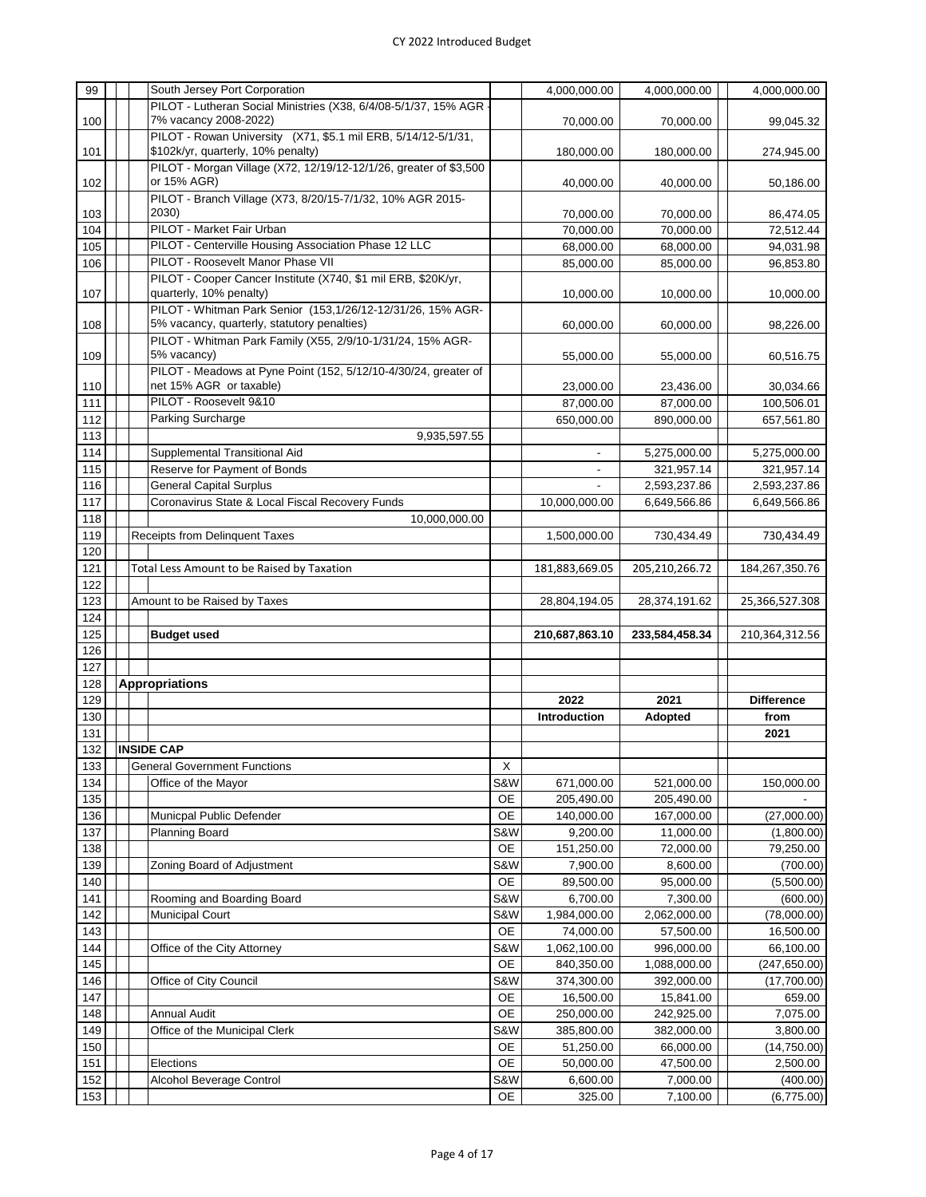| | | | | | | |
|---|---|---|---|---|---|---|
| 99 | South Jersey Port Corporation | | 4,000,000.00 | 4,000,000.00 | | 4,000,000.00 |
| 100 | PILOT - Lutheran Social Ministries (X38, 6/4/08-5/1/37, 15% AGR - 7% vacancy 2008-2022) | | 70,000.00 | 70,000.00 | | 99,045.32 |
| 101 | PILOT - Rowan University (X71, $5.1 mil ERB, 5/14/12-5/1/31, $102k/yr, quarterly, 10% penalty) | | 180,000.00 | 180,000.00 | | 274,945.00 |
| 102 | PILOT - Morgan Village (X72, 12/19/12-12/1/26, greater of $3,500 or 15% AGR) | | 40,000.00 | 40,000.00 | | 50,186.00 |
| 103 | PILOT - Branch Village (X73, 8/20/15-7/1/32, 10% AGR 2015-2030) | | 70,000.00 | 70,000.00 | | 86,474.05 |
| 104 | PILOT - Market Fair Urban | | 70,000.00 | 70,000.00 | | 72,512.44 |
| 105 | PILOT - Centerville Housing Association Phase 12 LLC | | 68,000.00 | 68,000.00 | | 94,031.98 |
| 106 | PILOT - Roosevelt Manor Phase VII | | 85,000.00 | 85,000.00 | | 96,853.80 |
| 107 | PILOT - Cooper Cancer Institute (X740, $1 mil ERB, $20K/yr, quarterly, 10% penalty) | | 10,000.00 | 10,000.00 | | 10,000.00 |
| 108 | PILOT - Whitman Park Senior (153,1/26/12-12/31/26, 15% AGR-5% vacancy, quarterly, statutory penalties) | | 60,000.00 | 60,000.00 | | 98,226.00 |
| 109 | PILOT - Whitman Park Family (X55, 2/9/10-1/31/24, 15% AGR-5% vacancy) | | 55,000.00 | 55,000.00 | | 60,516.75 |
| 110 | PILOT - Meadows at Pyne Point (152, 5/12/10-4/30/24, greater of net 15% AGR or taxable) | | 23,000.00 | 23,436.00 | | 30,034.66 |
| 111 | PILOT - Roosevelt 9&10 | | 87,000.00 | 87,000.00 | | 100,506.01 |
| 112 | Parking Surcharge | | 650,000.00 | 890,000.00 | | 657,561.80 |
| 113 | 9,935,597.55 | | | | | |
| 114 | Supplemental Transitional Aid | | - | 5,275,000.00 | | 5,275,000.00 |
| 115 | Reserve for Payment of Bonds | | - | 321,957.14 | | 321,957.14 |
| 116 | General Capital Surplus | | - | 2,593,237.86 | | 2,593,237.86 |
| 117 | Coronavirus State & Local Fiscal Recovery Funds | | 10,000,000.00 | 6,649,566.86 | | 6,649,566.86 |
| 118 | 10,000,000.00 | | | | | |
| 119 | Receipts from Delinquent Taxes | | 1,500,000.00 | 730,434.49 | | 730,434.49 |
| 120 | | | | | | |
| 121 | Total Less Amount to be Raised by Taxation | | 181,883,669.05 | 205,210,266.72 | | 184,267,350.76 |
| 122 | | | | | | |
| 123 | Amount to be Raised by Taxes | | 28,804,194.05 | 28,374,191.62 | | 25,366,527.308 |
| 124 | | | | | | |
| 125 | **Budget used** | | **210,687,863.10** | **233,584,458.34** | | 210,364,312.56 |
| 126 | | | | | | |
| 127 | | | | | | |
| 128 | **Appropriations** | | | | | |
| 129 | | | **2022** | **2021** | | **Difference** |
| 130 | | | **Introduction** | **Adopted** | | **from** |
| 131 | | | | | | **2021** |
| 132 | **INSIDE CAP** | | | | | |
| 133 | General Government Functions | X | | | | |
| 134 | Office of the Mayor | S&W | 671,000.00 | 521,000.00 | | 150,000.00 |
| 135 | | OE | 205,490.00 | 205,490.00 | | - |
| 136 | Municpal Public Defender | OE | 140,000.00 | 167,000.00 | | (27,000.00) |
| 137 | Planning Board | S&W | 9,200.00 | 11,000.00 | | (1,800.00) |
| 138 | | OE | 151,250.00 | 72,000.00 | | 79,250.00 |
| 139 | Zoning Board of Adjustment | S&W | 7,900.00 | 8,600.00 | | (700.00) |
| 140 | | OE | 89,500.00 | 95,000.00 | | (5,500.00) |
| 141 | Rooming and Boarding Board | S&W | 6,700.00 | 7,300.00 | | (600.00) |
| 142 | Municipal Court | S&W | 1,984,000.00 | 2,062,000.00 | | (78,000.00) |
| 143 | | OE | 74,000.00 | 57,500.00 | | 16,500.00 |
| 144 | Office of the City Attorney | S&W | 1,062,100.00 | 996,000.00 | | 66,100.00 |
| 145 | | OE | 840,350.00 | 1,088,000.00 | | (247,650.00) |
| 146 | Office of City Council | S&W | 374,300.00 | 392,000.00 | | (17,700.00) |
| 147 | | OE | 16,500.00 | 15,841.00 | | 659.00 |
| 148 | Annual Audit | OE | 250,000.00 | 242,925.00 | | 7,075.00 |
| 149 | Office of the Municipal Clerk | S&W | 385,800.00 | 382,000.00 | | 3,800.00 |
| 150 | | OE | 51,250.00 | 66,000.00 | | (14,750.00) |
| 151 | Elections | OE | 50,000.00 | 47,500.00 | | 2,500.00 |
| 152 | Alcohol Beverage Control | S&W | 6,600.00 | 7,000.00 | | (400.00) |
| 153 | | OE | 325.00 | 7,100.00 | | (6,775.00) |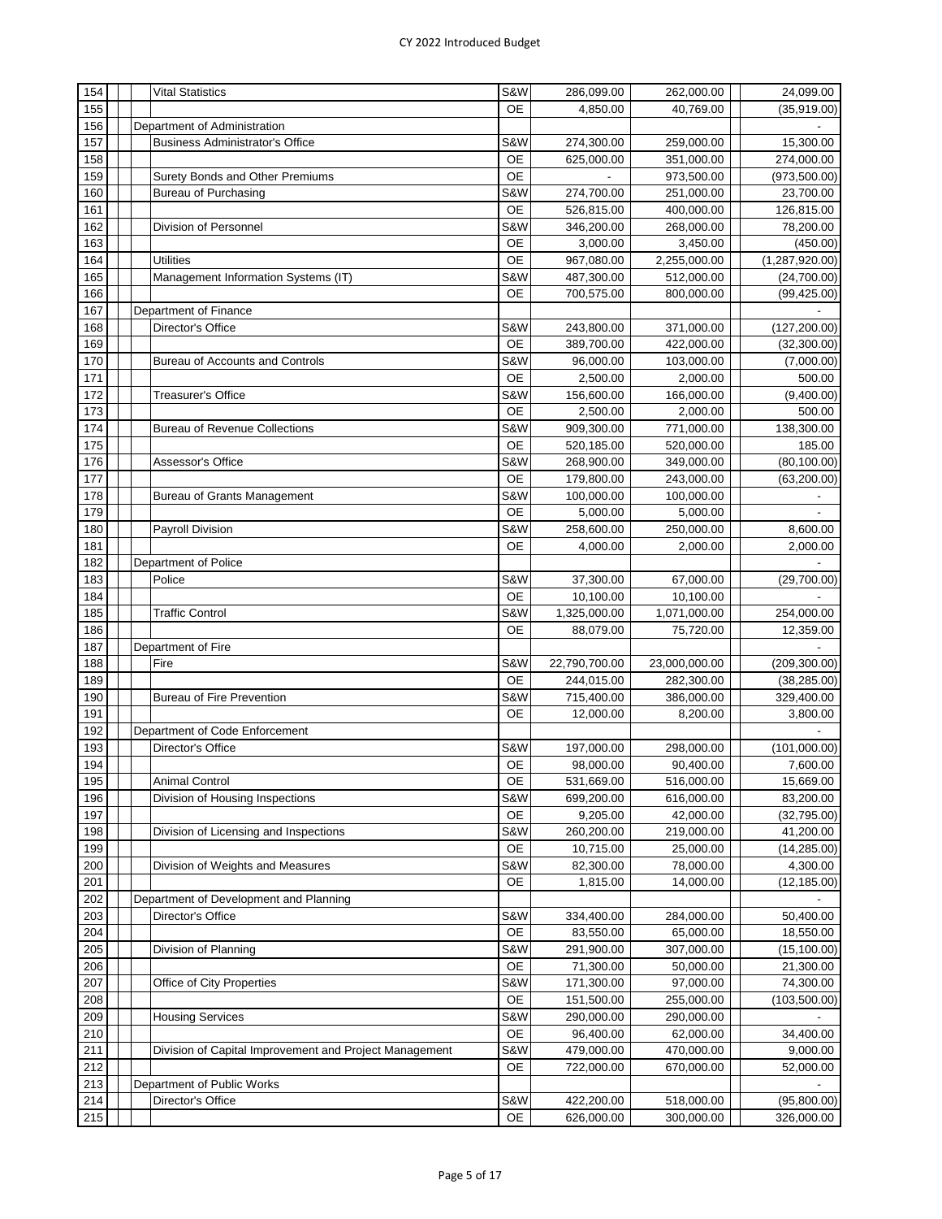| # | | | | Description | Type | Amount 1 | Amount 2 | Difference |
|---|---|---|---|---|---|---|---|---|
| 154 | | | | Vital Statistics | S&W | 286,099.00 | 262,000.00 | 24,099.00 |
| 155 | | | | | OE | 4,850.00 | 40,769.00 | (35,919.00) |
| 156 | | Department of Administration | | | | | | - |
| 157 | | | | Business Administrator's Office | S&W | 274,300.00 | 259,000.00 | 15,300.00 |
| 158 | | | | | OE | 625,000.00 | 351,000.00 | 274,000.00 |
| 159 | | | | Surety Bonds and Other Premiums | OE | - | 973,500.00 | (973,500.00) |
| 160 | | | | Bureau of Purchasing | S&W | 274,700.00 | 251,000.00 | 23,700.00 |
| 161 | | | | | OE | 526,815.00 | 400,000.00 | 126,815.00 |
| 162 | | | | Division of Personnel | S&W | 346,200.00 | 268,000.00 | 78,200.00 |
| 163 | | | | | OE | 3,000.00 | 3,450.00 | (450.00) |
| 164 | | | | Utilities | OE | 967,080.00 | 2,255,000.00 | (1,287,920.00) |
| 165 | | | | Management Information Systems (IT) | S&W | 487,300.00 | 512,000.00 | (24,700.00) |
| 166 | | | | | OE | 700,575.00 | 800,000.00 | (99,425.00) |
| 167 | | Department of Finance | | | | | | - |
| 168 | | | | Director's Office | S&W | 243,800.00 | 371,000.00 | (127,200.00) |
| 169 | | | | | OE | 389,700.00 | 422,000.00 | (32,300.00) |
| 170 | | | | Bureau of Accounts and Controls | S&W | 96,000.00 | 103,000.00 | (7,000.00) |
| 171 | | | | | OE | 2,500.00 | 2,000.00 | 500.00 |
| 172 | | | | Treasurer's Office | S&W | 156,600.00 | 166,000.00 | (9,400.00) |
| 173 | | | | | OE | 2,500.00 | 2,000.00 | 500.00 |
| 174 | | | | Bureau of Revenue Collections | S&W | 909,300.00 | 771,000.00 | 138,300.00 |
| 175 | | | | | OE | 520,185.00 | 520,000.00 | 185.00 |
| 176 | | | | Assessor's Office | S&W | 268,900.00 | 349,000.00 | (80,100.00) |
| 177 | | | | | OE | 179,800.00 | 243,000.00 | (63,200.00) |
| 178 | | | | Bureau of Grants Management | S&W | 100,000.00 | 100,000.00 | - |
| 179 | | | | | OE | 5,000.00 | 5,000.00 | - |
| 180 | | | | Payroll Division | S&W | 258,600.00 | 250,000.00 | 8,600.00 |
| 181 | | | | | OE | 4,000.00 | 2,000.00 | 2,000.00 |
| 182 | | Department of Police | | | | | | - |
| 183 | | | | Police | S&W | 37,300.00 | 67,000.00 | (29,700.00) |
| 184 | | | | | OE | 10,100.00 | 10,100.00 | - |
| 185 | | | | Traffic Control | S&W | 1,325,000.00 | 1,071,000.00 | 254,000.00 |
| 186 | | | | | OE | 88,079.00 | 75,720.00 | 12,359.00 |
| 187 | | Department of Fire | | | | | | - |
| 188 | | | | Fire | S&W | 22,790,700.00 | 23,000,000.00 | (209,300.00) |
| 189 | | | | | OE | 244,015.00 | 282,300.00 | (38,285.00) |
| 190 | | | | Bureau of Fire Prevention | S&W | 715,400.00 | 386,000.00 | 329,400.00 |
| 191 | | | | | OE | 12,000.00 | 8,200.00 | 3,800.00 |
| 192 | | Department of Code Enforcement | | | | | | - |
| 193 | | | | Director's Office | S&W | 197,000.00 | 298,000.00 | (101,000.00) |
| 194 | | | | | OE | 98,000.00 | 90,400.00 | 7,600.00 |
| 195 | | | | Animal Control | OE | 531,669.00 | 516,000.00 | 15,669.00 |
| 196 | | | | Division of Housing Inspections | S&W | 699,200.00 | 616,000.00 | 83,200.00 |
| 197 | | | | | OE | 9,205.00 | 42,000.00 | (32,795.00) |
| 198 | | | | Division of Licensing and Inspections | S&W | 260,200.00 | 219,000.00 | 41,200.00 |
| 199 | | | | | OE | 10,715.00 | 25,000.00 | (14,285.00) |
| 200 | | | | Division of Weights and Measures | S&W | 82,300.00 | 78,000.00 | 4,300.00 |
| 201 | | | | | OE | 1,815.00 | 14,000.00 | (12,185.00) |
| 202 | | Department of Development and Planning | | | | | | - |
| 203 | | | | Director's Office | S&W | 334,400.00 | 284,000.00 | 50,400.00 |
| 204 | | | | | OE | 83,550.00 | 65,000.00 | 18,550.00 |
| 205 | | | | Division of Planning | S&W | 291,900.00 | 307,000.00 | (15,100.00) |
| 206 | | | | | OE | 71,300.00 | 50,000.00 | 21,300.00 |
| 207 | | | | Office of City Properties | S&W | 171,300.00 | 97,000.00 | 74,300.00 |
| 208 | | | | | OE | 151,500.00 | 255,000.00 | (103,500.00) |
| 209 | | | | Housing Services | S&W | 290,000.00 | 290,000.00 | - |
| 210 | | | | | OE | 96,400.00 | 62,000.00 | 34,400.00 |
| 211 | | | | Division of Capital Improvement and Project Management | S&W | 479,000.00 | 470,000.00 | 9,000.00 |
| 212 | | | | | OE | 722,000.00 | 670,000.00 | 52,000.00 |
| 213 | | Department of Public Works | | | | | | - |
| 214 | | | | Director's Office | S&W | 422,200.00 | 518,000.00 | (95,800.00) |
| 215 | | | | | OE | 626,000.00 | 300,000.00 | 326,000.00 |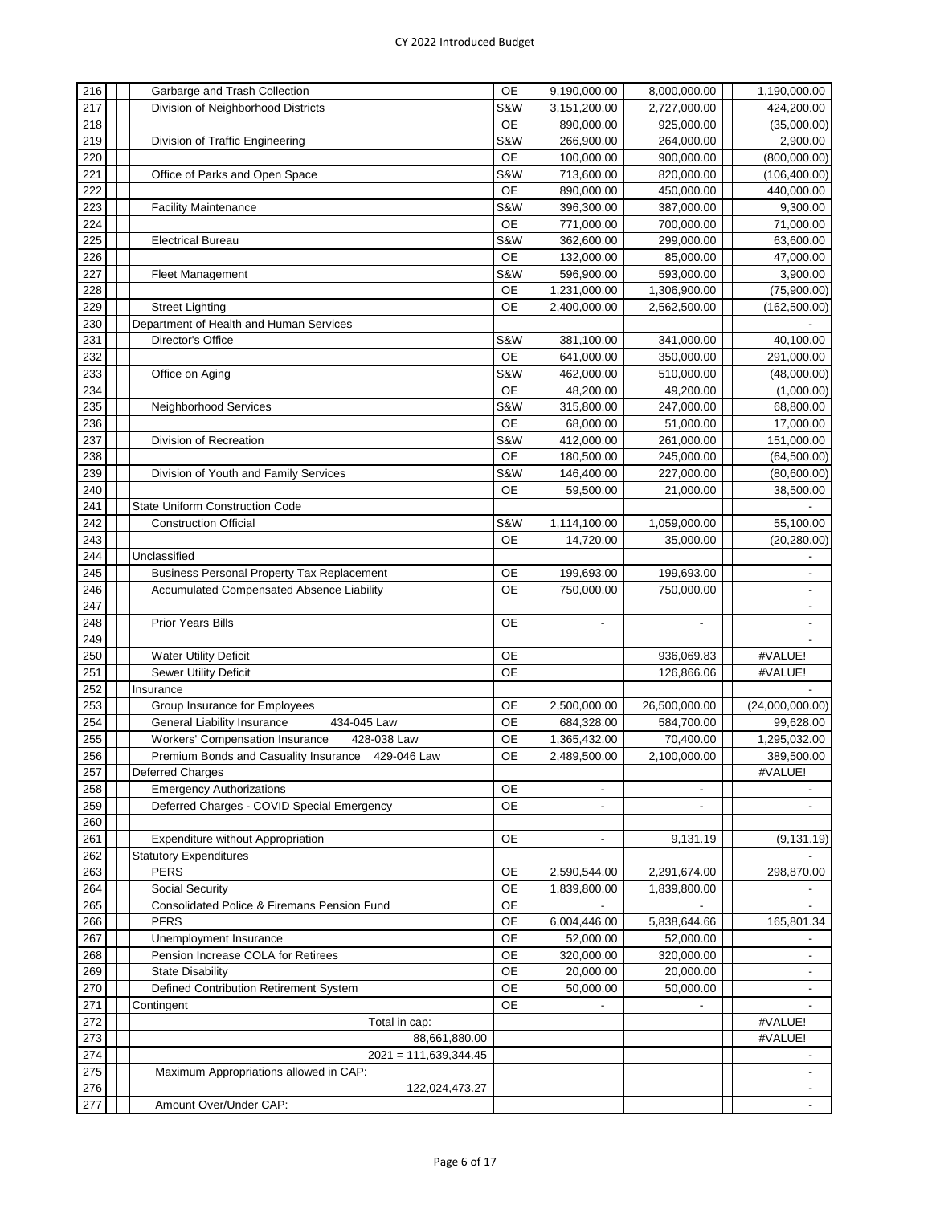| # | Description | Type | Col 1 | Col 2 | Difference |
|---|---|---|---|---|---|
| 216 | Garbarge and Trash Collection | OE | 9,190,000.00 | 8,000,000.00 | 1,190,000.00 |
| 217 | Division of Neighborhood Districts | S&W | 3,151,200.00 | 2,727,000.00 | 424,200.00 |
| 218 | | OE | 890,000.00 | 925,000.00 | (35,000.00) |
| 219 | Division of Traffic Engineering | S&W | 266,900.00 | 264,000.00 | 2,900.00 |
| 220 | | OE | 100,000.00 | 900,000.00 | (800,000.00) |
| 221 | Office of Parks and Open Space | S&W | 713,600.00 | 820,000.00 | (106,400.00) |
| 222 | | OE | 890,000.00 | 450,000.00 | 440,000.00 |
| 223 | Facility Maintenance | S&W | 396,300.00 | 387,000.00 | 9,300.00 |
| 224 | | OE | 771,000.00 | 700,000.00 | 71,000.00 |
| 225 | Electrical Bureau | S&W | 362,600.00 | 299,000.00 | 63,600.00 |
| 226 | | OE | 132,000.00 | 85,000.00 | 47,000.00 |
| 227 | Fleet Management | S&W | 596,900.00 | 593,000.00 | 3,900.00 |
| 228 | | OE | 1,231,000.00 | 1,306,900.00 | (75,900.00) |
| 229 | Street Lighting | OE | 2,400,000.00 | 2,562,500.00 | (162,500.00) |
| 230 | Department of Health and Human Services | | | | - |
| 231 | Director's Office | S&W | 381,100.00 | 341,000.00 | 40,100.00 |
| 232 | | OE | 641,000.00 | 350,000.00 | 291,000.00 |
| 233 | Office on Aging | S&W | 462,000.00 | 510,000.00 | (48,000.00) |
| 234 | | OE | 48,200.00 | 49,200.00 | (1,000.00) |
| 235 | Neighborhood Services | S&W | 315,800.00 | 247,000.00 | 68,800.00 |
| 236 | | OE | 68,000.00 | 51,000.00 | 17,000.00 |
| 237 | Division of Recreation | S&W | 412,000.00 | 261,000.00 | 151,000.00 |
| 238 | | OE | 180,500.00 | 245,000.00 | (64,500.00) |
| 239 | Division of Youth and Family Services | S&W | 146,400.00 | 227,000.00 | (80,600.00) |
| 240 | | OE | 59,500.00 | 21,000.00 | 38,500.00 |
| 241 | State Uniform Construction Code | | | | - |
| 242 | Construction Official | S&W | 1,114,100.00 | 1,059,000.00 | 55,100.00 |
| 243 | | OE | 14,720.00 | 35,000.00 | (20,280.00) |
| 244 | Unclassified | | | | - |
| 245 | Business Personal Property Tax Replacement | OE | 199,693.00 | 199,693.00 | - |
| 246 | Accumulated Compensated Absence Liability | OE | 750,000.00 | 750,000.00 | - |
| 247 | | | | | - |
| 248 | Prior Years Bills | OE | - | - | - |
| 249 | | | | | - |
| 250 | Water Utility Deficit | OE | | 936,069.83 | #VALUE! |
| 251 | Sewer Utility Deficit | OE | | 126,866.06 | #VALUE! |
| 252 | Insurance | | | | - |
| 253 | Group Insurance for Employees | OE | 2,500,000.00 | 26,500,000.00 | (24,000,000.00) |
| 254 | General Liability Insurance 434-045 Law | OE | 684,328.00 | 584,700.00 | 99,628.00 |
| 255 | Workers' Compensation Insurance 428-038 Law | OE | 1,365,432.00 | 70,400.00 | 1,295,032.00 |
| 256 | Premium Bonds and Casuality Insurance 429-046 Law | OE | 2,489,500.00 | 2,100,000.00 | 389,500.00 |
| 257 | Deferred Charges | | | | #VALUE! |
| 258 | Emergency Authorizations | OE | - | - | - |
| 259 | Deferred Charges - COVID Special Emergency | OE | - | - | - |
| 260 | | | | | |
| 261 | Expenditure without Appropriation | OE | - | 9,131.19 | (9,131.19) |
| 262 | Statutory Expenditures | | | | - |
| 263 | PERS | OE | 2,590,544.00 | 2,291,674.00 | 298,870.00 |
| 264 | Social Security | OE | 1,839,800.00 | 1,839,800.00 | - |
| 265 | Consolidated Police & Firemans Pension Fund | OE | - | - | - |
| 266 | PFRS | OE | 6,004,446.00 | 5,838,644.66 | 165,801.34 |
| 267 | Unemployment Insurance | OE | 52,000.00 | 52,000.00 | - |
| 268 | Pension Increase COLA for Retirees | OE | 320,000.00 | 320,000.00 | - |
| 269 | State Disability | OE | 20,000.00 | 20,000.00 | - |
| 270 | Defined Contribution Retirement System | OE | 50,000.00 | 50,000.00 | - |
| 271 | Contingent | OE | - | - | - |
| 272 | Total in cap: | | | | #VALUE! |
| 273 | 88,661,880.00 | | | | #VALUE! |
| 274 | 2021 = 111,639,344.45 | | | | - |
| 275 | Maximum Appropriations allowed in CAP: | | | | - |
| 276 | 122,024,473.27 | | | | - |
| 277 | Amount Over/Under CAP: | | | | - |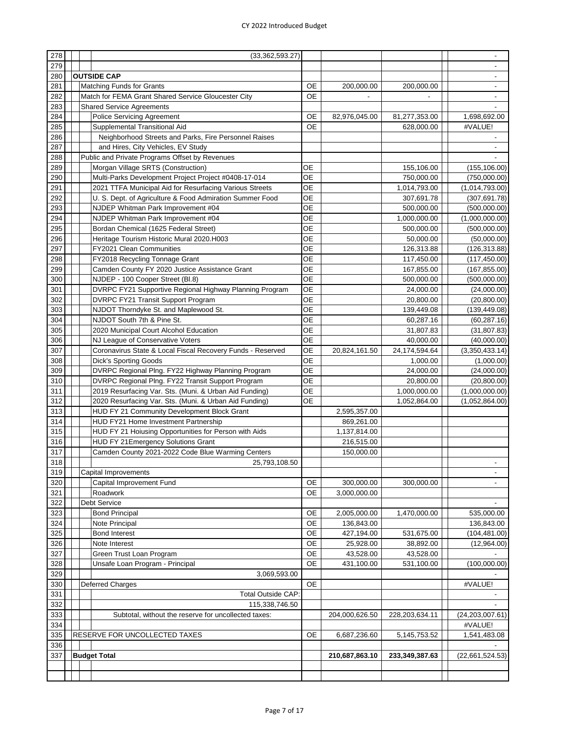| Row | Description | Type | Col A | Col B | Difference |
|---|---|---|---|---|---|
| 278 | (33,362,593.27) | | | | - |
| 279 | | | | | - |
| 280 | **OUTSIDE CAP** | | | | - |
| 281 | Matching Funds for Grants | OE | 200,000.00 | 200,000.00 | - |
| 282 | Match for FEMA Grant Shared Service Gloucester City | OE | - | - | - |
| 283 | Shared Service Agreements | | | | - |
| 284 | Police Servicing Agreement | OE | 82,976,045.00 | 81,277,353.00 | 1,698,692.00 |
| 285 | Supplemental Transitional Aid | OE | | 628,000.00 | #VALUE! |
| 286 | Neighborhood Streets and Parks, Fire Personnel Raises | | | | - |
| 287 | and Hires, City Vehicles, EV Study | | | | - |
| 288 | Public and Private Programs Offset by Revenues | | | | - |
| 289 | Morgan Village SRTS (Construction) | OE | | 155,106.00 | (155,106.00) |
| 290 | Multi-Parks Development Project Project #0408-17-014 | OE | | 750,000.00 | (750,000.00) |
| 291 | 2021 TTFA Municipal Aid for Resurfacing Various Streets | OE | | 1,014,793.00 | (1,014,793.00) |
| 292 | U. S. Dept. of Agriculture & Food Admiration Summer Food | OE | | 307,691.78 | (307,691.78) |
| 293 | NJDEP Whitman Park Improvement #04 | OE | | 500,000.00 | (500,000.00) |
| 294 | NJDEP Whitman Park Improvement #04 | OE | | 1,000,000.00 | (1,000,000.00) |
| 295 | Bordan Chemical (1625 Federal Street) | OE | | 500,000.00 | (500,000.00) |
| 296 | Heritage Tourism Historic Mural 2020.H003 | OE | | 50,000.00 | (50,000.00) |
| 297 | FY2021 Clean Communities | OE | | 126,313.88 | (126,313.88) |
| 298 | FY2018 Recycling Tonnage Grant | OE | | 117,450.00 | (117,450.00) |
| 299 | Camden County FY 2020 Justice Assistance Grant | OE | | 167,855.00 | (167,855.00) |
| 300 | NJDEP - 100 Cooper Street (Bl.8) | OE | | 500,000.00 | (500,000.00) |
| 301 | DVRPC FY21 Supportive Regional Highway Planning Program | OE | | 24,000.00 | (24,000.00) |
| 302 | DVRPC FY21 Transit Support Program | OE | | 20,800.00 | (20,800.00) |
| 303 | NJDOT Thorndyke St. and Maplewood St. | OE | | 139,449.08 | (139,449.08) |
| 304 | NJDOT South 7th & Pine St. | OE | | 60,287.16 | (60,287.16) |
| 305 | 2020 Municipal Court Alcohol Education | OE | | 31,807.83 | (31,807.83) |
| 306 | NJ League of Conservative Voters | OE | | 40,000.00 | (40,000.00) |
| 307 | Coronavirus State & Local Fiscal Recovery Funds - Reserved | OE | 20,824,161.50 | 24,174,594.64 | (3,350,433.14) |
| 308 | Dick's Sporting Goods | OE | | 1,000.00 | (1,000.00) |
| 309 | DVRPC Regional Plng. FY22 Highway Planning Program | OE | | 24,000.00 | (24,000.00) |
| 310 | DVRPC Regional Plng. FY22 Transit Support Program | OE | | 20,800.00 | (20,800.00) |
| 311 | 2019 Resurfacing Var. Sts. (Muni. & Urban Aid Funding) | OE | | 1,000,000.00 | (1,000,000.00) |
| 312 | 2020 Resurfacing Var. Sts. (Muni. & Urban Aid Funding) | OE | | 1,052,864.00 | (1,052,864.00) |
| 313 | HUD FY 21 Community Development Block Grant | | 2,595,357.00 | | |
| 314 | HUD FY21 Home Investment Partnership | | 869,261.00 | | |
| 315 | HUD FY 21 Hoiusing Opportunities for Person with Aids | | 1,137,814.00 | | |
| 316 | HUD FY 21Emergency Solutions Grant | | 216,515.00 | | |
| 317 | Camden County 2021-2022 Code Blue Warming Centers | | 150,000.00 | | |
| 318 | 25,793,108.50 | | | | - |
| 319 | Capital Improvements | | | | - |
| 320 | Capital Improvement Fund | OE | 300,000.00 | 300,000.00 | - |
| 321 | Roadwork | OE | 3,000,000.00 | | |
| 322 | Debt Service | | | | - |
| 323 | Bond Principal | OE | 2,005,000.00 | 1,470,000.00 | 535,000.00 |
| 324 | Note Principal | OE | 136,843.00 | | 136,843.00 |
| 325 | Bond Interest | OE | 427,194.00 | 531,675.00 | (104,481.00) |
| 326 | Note Interest | OE | 25,928.00 | 38,892.00 | (12,964.00) |
| 327 | Green Trust Loan Program | OE | 43,528.00 | 43,528.00 | - |
| 328 | Unsafe Loan Program - Principal | OE | 431,100.00 | 531,100.00 | (100,000.00) |
| 329 | 3,069,593.00 | | | | - |
| 330 | Deferred Charges | OE | | | #VALUE! |
| 331 | Total Outside CAP: | | | | - |
| 332 | 115,338,746.50 | | | | - |
| 333 | Subtotal, without the reserve for uncollected taxes: | | 204,000,626.50 | 228,203,634.11 | (24,203,007.61) |
| 334 | | | | | #VALUE! |
| 335 | RESERVE FOR UNCOLLECTED TAXES | OE | 6,687,236.60 | 5,145,753.52 | 1,541,483.08 |
| 336 | | | | | - |
| 337 | **Budget Total** | | **210,687,863.10** | **233,349,387.63** | (22,661,524.53) |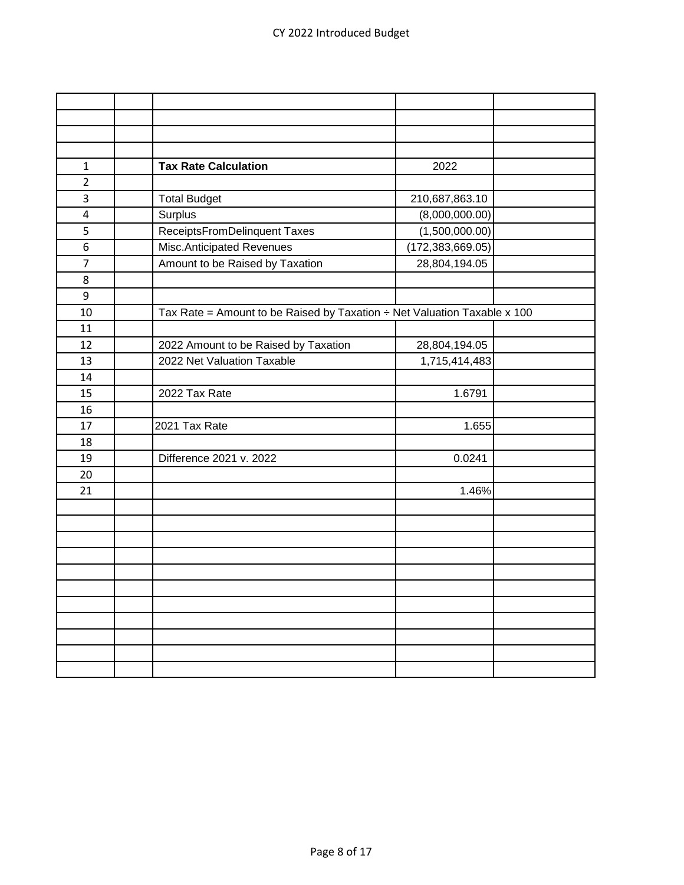# CY 2022 Introduced Budget

| | | | | |
|---|---|---|---|---|
| 1 | | **Tax Rate Calculation** | 2022 | |
| 2 | | | | |
| 3 | | Total Budget | 210,687,863.10 | |
| 4 | | Surplus | (8,000,000.00) | |
| 5 | | ReceiptsFromDelinquent Taxes | (1,500,000.00) | |
| 6 | | Misc.Anticipated Revenues | (172,383,669.05) | |
| 7 | | Amount to be Raised by Taxation | 28,804,194.05 | |
| 8 | | | | |
| 9 | | | | |
| 10 | | Tax Rate = Amount to be Raised by Taxation ÷ Net Valuation Taxable x 100 | | |
| 11 | | | | |
| 12 | | 2022 Amount to be Raised by Taxation | 28,804,194.05 | |
| 13 | | 2022 Net Valuation Taxable | 1,715,414,483 | |
| 14 | | | | |
| 15 | | 2022 Tax Rate | 1.6791 | |
| 16 | | | | |
| 17 | | 2021 Tax Rate | 1.655 | |
| 18 | | | | |
| 19 | | Difference 2021 v. 2022 | 0.0241 | |
| 20 | | | | |
| 21 | | | 1.46% | |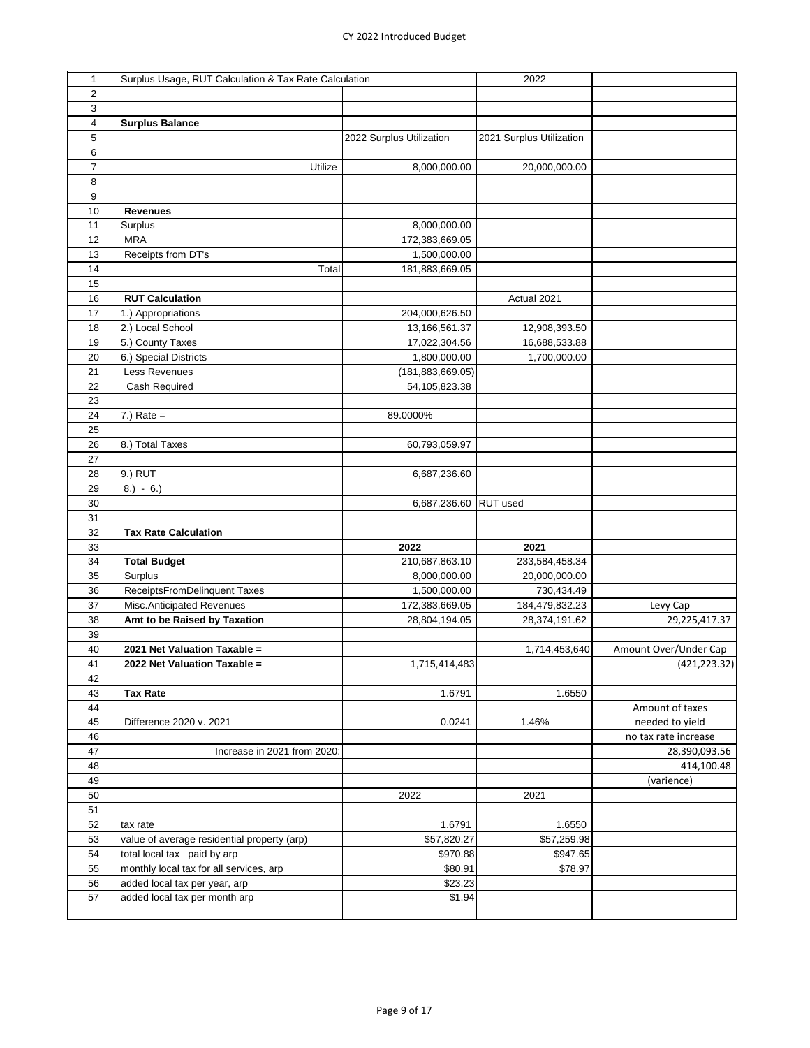CY 2022 Introduced Budget

| 1 | Surplus Usage, RUT Calculation & Tax Rate Calculation | | 2022 | |
|---|---|---|---|---|
| 2 | | | | |
| 3 | | | | |
| 4 | **Surplus Balance** | | | |
| 5 | | 2022 Surplus Utilization | 2021 Surplus Utilization | |
| 6 | | | | |
| 7 | Utilize | 8,000,000.00 | 20,000,000.00 | |
| 8 | | | | |
| 9 | | | | |
| 10 | **Revenues** | | | |
| 11 | Surplus | 8,000,000.00 | | |
| 12 | MRA | 172,383,669.05 | | |
| 13 | Receipts from DT's | 1,500,000.00 | | |
| 14 | Total | 181,883,669.05 | | |
| 15 | | | | |
| 16 | **RUT Calculation** | | Actual 2021 | |
| 17 | 1.) Appropriations | 204,000,626.50 | | |
| 18 | 2.) Local School | 13,166,561.37 | 12,908,393.50 | |
| 19 | 5.) County Taxes | 17,022,304.56 | 16,688,533.88 | |
| 20 | 6.) Special Districts | 1,800,000.00 | 1,700,000.00 | |
| 21 | Less Revenues | (181,883,669.05) | | |
| 22 | Cash Required | 54,105,823.38 | | |
| 23 | | | | |
| 24 | 7.) Rate = | 89.0000% | | |
| 25 | | | | |
| 26 | 8.) Total Taxes | 60,793,059.97 | | |
| 27 | | | | |
| 28 | 9.) RUT | 6,687,236.60 | | |
| 29 | 8.) - 6.) | | | |
| 30 | | 6,687,236.60 | RUT used | |
| 31 | | | | |
| 32 | **Tax Rate Calculation** | | | |
| 33 | | **2022** | **2021** | |
| 34 | **Total Budget** | 210,687,863.10 | 233,584,458.34 | |
| 35 | Surplus | 8,000,000.00 | 20,000,000.00 | |
| 36 | ReceiptsFromDelinquent Taxes | 1,500,000.00 | 730,434.49 | |
| 37 | Misc.Anticipated Revenues | 172,383,669.05 | 184,479,832.23 | Levy Cap |
| 38 | **Amt to be Raised by Taxation** | 28,804,194.05 | 28,374,191.62 | 29,225,417.37 |
| 39 | | | | |
| 40 | **2021 Net Valuation Taxable =** | | 1,714,453,640 | Amount Over/Under Cap |
| 41 | **2022 Net Valuation Taxable =** | 1,715,414,483 | | (421,223.32) |
| 42 | | | | |
| 43 | **Tax Rate** | 1.6791 | 1.6550 | |
| 44 | | | | Amount of taxes |
| 45 | Difference 2020 v. 2021 | 0.0241 | 1.46% | needed to yield |
| 46 | | | | no tax rate increase |
| 47 | Increase in 2021 from 2020: | | | 28,390,093.56 |
| 48 | | | | 414,100.48 |
| 49 | | | | (varience) |
| 50 | | 2022 | 2021 | |
| 51 | | | | |
| 52 | tax rate | 1.6791 | 1.6550 | |
| 53 | value of average residential property (arp) | $57,820.27 | $57,259.98 | |
| 54 | total local tax paid by arp | $970.88 | $947.65 | |
| 55 | monthly local tax for all services, arp | $80.91 | $78.97 | |
| 56 | added local tax per year, arp | $23.23 | | |
| 57 | added local tax per month arp | $1.94 | | |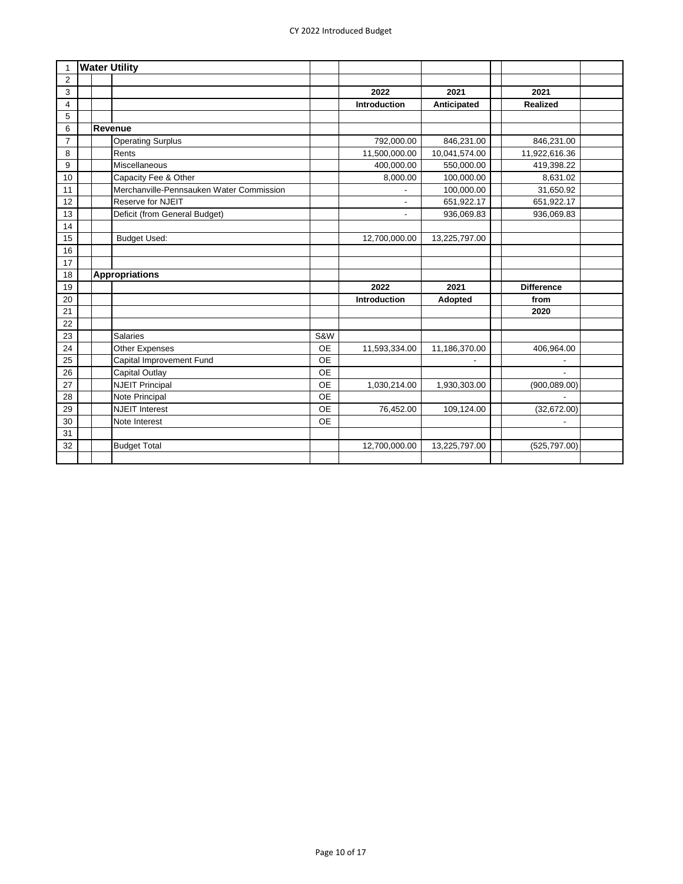| | | | | 2022 | 2021 | 2021 |
|---|---|---|---|---|---|---|
| | | | | **Introduction** | **Anticipated** | **Realized** |
| **Water Utility** | | | | | | |
| | **Revenue** | | | | | |
| | | Operating Surplus | | 792,000.00 | 846,231.00 | 846,231.00 |
| | | Rents | | 11,500,000.00 | 10,041,574.00 | 11,922,616.36 |
| | | Miscellaneous | | 400,000.00 | 550,000.00 | 419,398.22 |
| | | Capacity Fee & Other | | 8,000.00 | 100,000.00 | 8,631.02 |
| | | Merchanville-Pennsauken Water Commission | | - | 100,000.00 | 31,650.92 |
| | | Reserve for NJEIT | | - | 651,922.17 | 651,922.17 |
| | | Deficit (from General Budget) | | - | 936,069.83 | 936,069.83 |
| | | Budget Used: | | 12,700,000.00 | 13,225,797.00 | |
| | **Appropriations** | | | | | |
| | | | | **2022** | **2021** | **Difference** |
| | | | | **Introduction** | **Adopted** | **from** |
| | | | | | | **2020** |
| | | Salaries | S&W | | | |
| | | Other Expenses | OE | 11,593,334.00 | 11,186,370.00 | 406,964.00 |
| | | Capital Improvement Fund | OE | | - | - |
| | | Capital Outlay | OE | | | - |
| | | NJEIT Principal | OE | 1,030,214.00 | 1,930,303.00 | (900,089.00) |
| | | Note Principal | OE | | | - |
| | | NJEIT Interest | OE | 76,452.00 | 109,124.00 | (32,672.00) |
| | | Note Interest | OE | | | - |
| | | Budget Total | | 12,700,000.00 | 13,225,797.00 | (525,797.00) |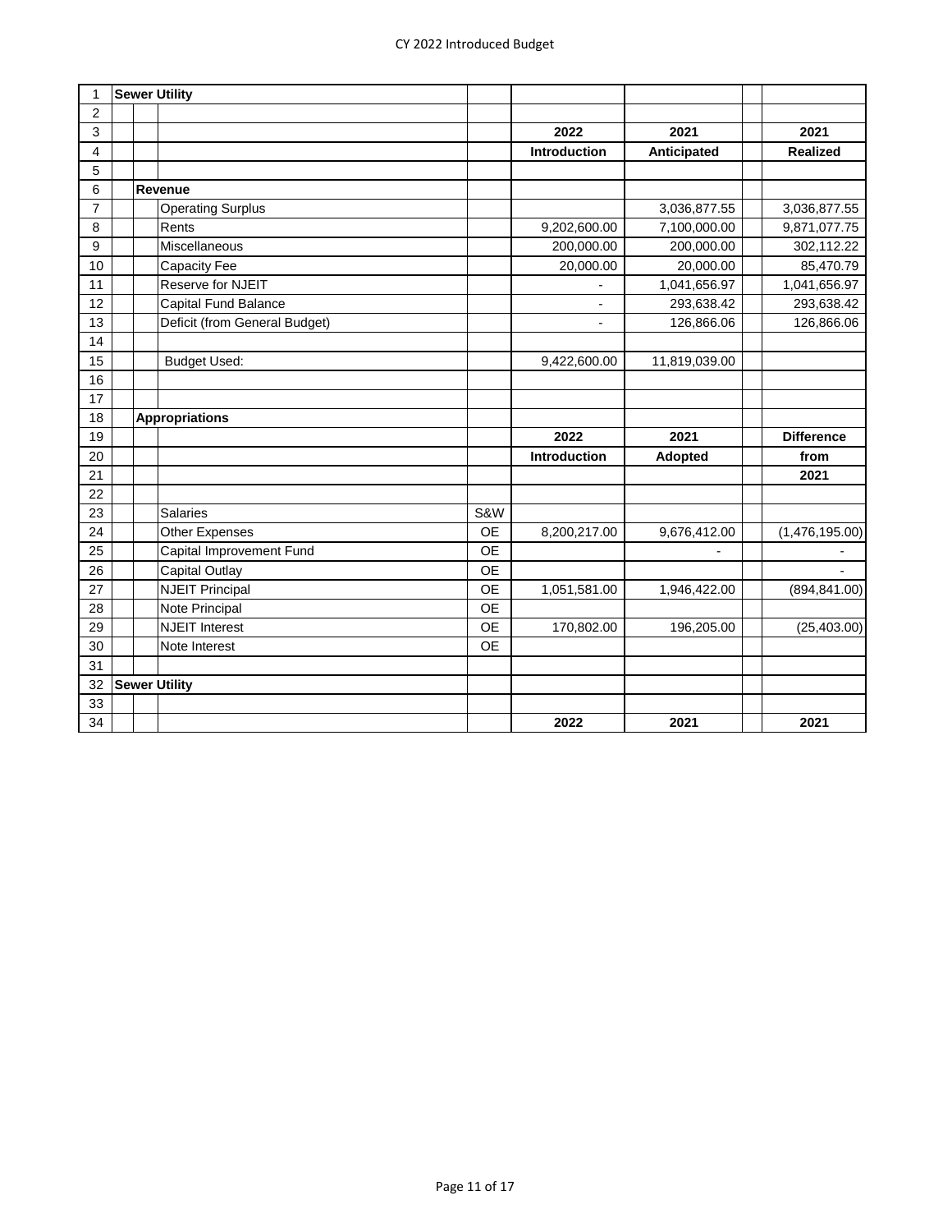| 1 | Sewer Utility | | | | | | | |
|---|---|---|---|---|---|---|---|---|
| 2 | | | | | | | | |
| 3 | | | | | 2022 | 2021 | | 2021 |
| 4 | | | | | Introduction | Anticipated | | Realized |
| 5 | | | | | | | | |
| 6 | | Revenue | | | | | | |
| 7 | | | Operating Surplus | | | 3,036,877.55 | | 3,036,877.55 |
| 8 | | | Rents | | 9,202,600.00 | 7,100,000.00 | | 9,871,077.75 |
| 9 | | | Miscellaneous | | 200,000.00 | 200,000.00 | | 302,112.22 |
| 10 | | | Capacity Fee | | 20,000.00 | 20,000.00 | | 85,470.79 |
| 11 | | | Reserve for NJEIT | | - | 1,041,656.97 | | 1,041,656.97 |
| 12 | | | Capital Fund Balance | | - | 293,638.42 | | 293,638.42 |
| 13 | | | Deficit (from General Budget) | | - | 126,866.06 | | 126,866.06 |
| 14 | | | | | | | | |
| 15 | | | Budget Used: | | 9,422,600.00 | 11,819,039.00 | | |
| 16 | | | | | | | | |
| 17 | | | | | | | | |
| 18 | | Appropriations | | | | | | |
| 19 | | | | | 2022 | 2021 | | Difference |
| 20 | | | | | Introduction | Adopted | | from |
| 21 | | | | | | | | 2021 |
| 22 | | | | | | | | |
| 23 | | | Salaries | S&W | | | | |
| 24 | | | Other Expenses | OE | 8,200,217.00 | 9,676,412.00 | | (1,476,195.00) |
| 25 | | | Capital Improvement Fund | OE | | - | | - |
| 26 | | | Capital Outlay | OE | | | | - |
| 27 | | | NJEIT Principal | OE | 1,051,581.00 | 1,946,422.00 | | (894,841.00) |
| 28 | | | Note Principal | OE | | | | |
| 29 | | | NJEIT Interest | OE | 170,802.00 | 196,205.00 | | (25,403.00) |
| 30 | | | Note Interest | OE | | | | |
| 31 | | | | | | | | |
| 32 | Sewer Utility | | | | | | | |
| 33 | | | | | | | | |
| 34 | | | | | 2022 | 2021 | | 2021 |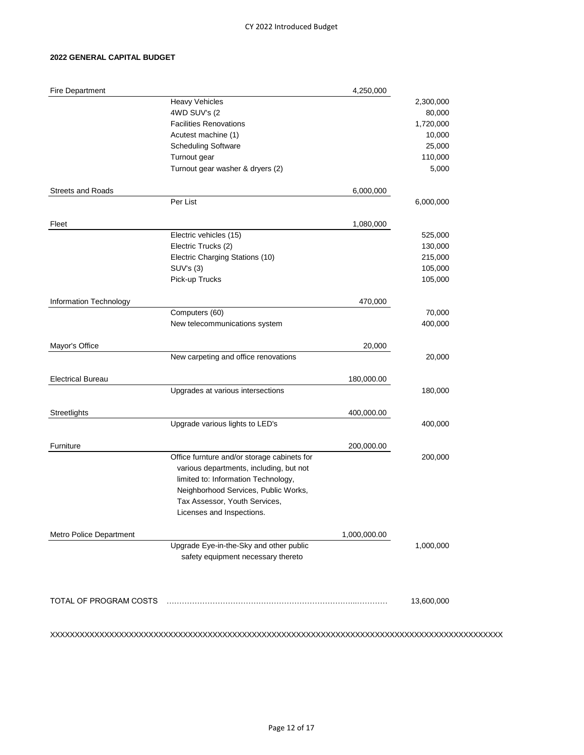**2022 GENERAL CAPITAL BUDGET**

| Department | Item | Department Total | Item Amount |
|---|---|---|---|
| Fire Department | | 4,250,000 | |
| | Heavy Vehicles | | 2,300,000 |
| | 4WD SUV's (2 | | 80,000 |
| | Facilities Renovations | | 1,720,000 |
| | Acutest machine (1) | | 10,000 |
| | Scheduling Software | | 25,000 |
| | Turnout gear | | 110,000 |
| | Turnout gear washer & dryers (2) | | 5,000 |
| Streets and Roads | | 6,000,000 | |
| | Per List | | 6,000,000 |
| Fleet | | 1,080,000 | |
| | Electric vehicles (15) | | 525,000 |
| | Electric Trucks (2) | | 130,000 |
| | Electric Charging Stations (10) | | 215,000 |
| | SUV's (3) | | 105,000 |
| | Pick-up Trucks | | 105,000 |
| Information Technology | | 470,000 | |
| | Computers (60) | | 70,000 |
| | New telecommunications system | | 400,000 |
| Mayor's Office | | 20,000 | |
| | New carpeting and office renovations | | 20,000 |
| Electrical Bureau | | 180,000.00 | |
| | Upgrades at various intersections | | 180,000 |
| Streetlights | | 400,000.00 | |
| | Upgrade various lights to LED's | | 400,000 |
| Furniture | | 200,000.00 | |
| | Office furnture and/or storage cabinets for various departments, including, but not limited to: Information Technology, Neighborhood Services, Public Works, Tax Assessor, Youth Services, Licenses and Inspections. | | 200,000 |
| Metro Police Department | | 1,000,000.00 | |
| | Upgrade Eye-in-the-Sky and other public safety equipment necessary thereto | | 1,000,000 |
| TOTAL OF PROGRAM COSTS | | | 13,600,000 |

XXXXXXXXXXXXXXXXXXXXXXXXXXXXXXXXXXXXXXXXXXXXXXXXXXXXXXXXXXXXXXXXXXXXXXXXXXXXXXXXXXXXXX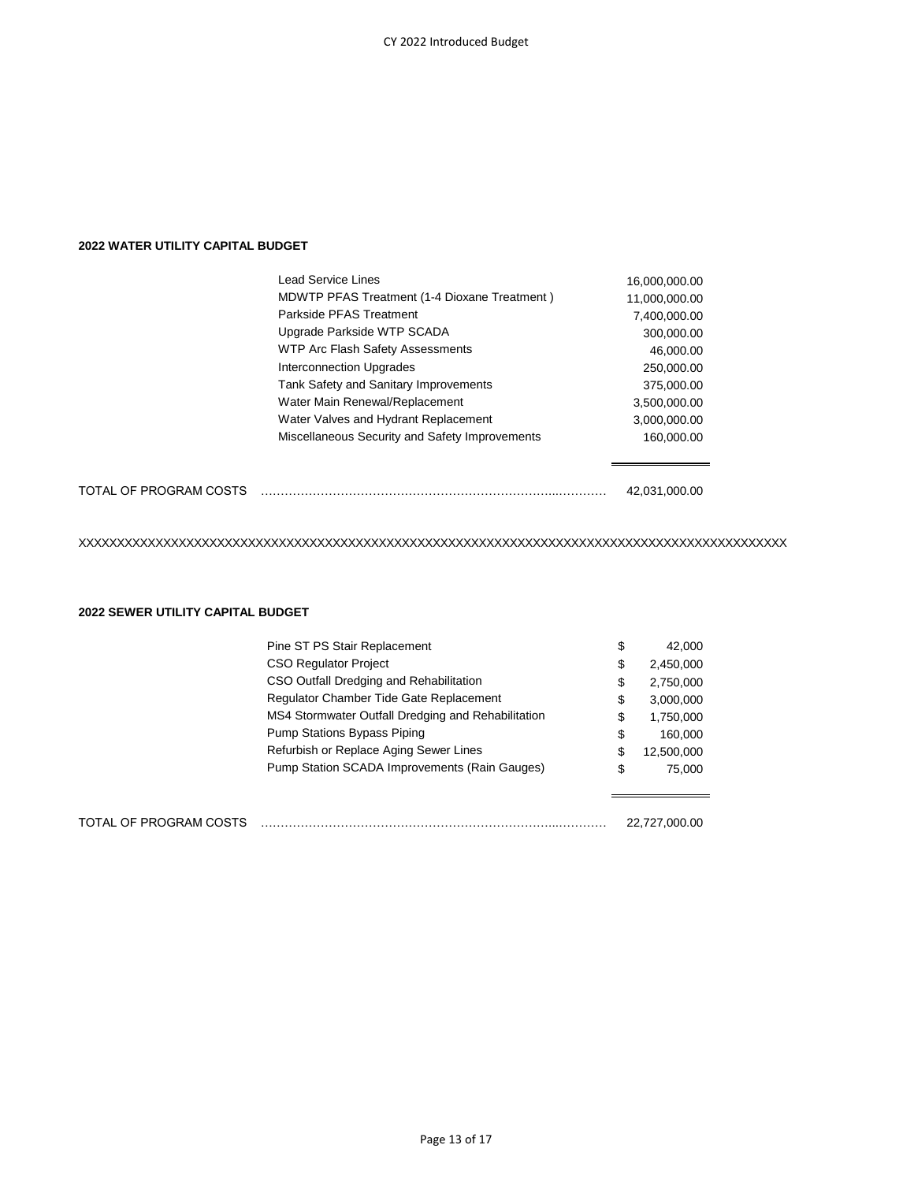### 2022 WATER UTILITY CAPITAL BUDGET

| Item | Amount |
|---|---|
| Lead Service Lines | 16,000,000.00 |
| MDWTP PFAS Treatment (1-4 Dioxane Treatment ) | 11,000,000.00 |
| Parkside PFAS Treatment | 7,400,000.00 |
| Upgrade Parkside WTP SCADA | 300,000.00 |
| WTP Arc Flash Safety Assessments | 46,000.00 |
| Interconnection Upgrades | 250,000.00 |
| Tank Safety and Sanitary Improvements | 375,000.00 |
| Water Main Renewal/Replacement | 3,500,000.00 |
| Water Valves and Hydrant Replacement | 3,000,000.00 |
| Miscellaneous Security and Safety Improvements | 160,000.00 |

TOTAL OF PROGRAM COSTS ………………………………………………………………...………… 42,031,000.00

XXXXXXXXXXXXXXXXXXXXXXXXXXXXXXXXXXXXXXXXXXXXXXXXXXXXXXXXXXXXXXXXXXXXXXXXXXXXXXXXXXXXXXX

### 2022 SEWER UTILITY CAPITAL BUDGET

| Item | | Amount |
|---|---|---|
| Pine ST PS Stair Replacement | $ | 42,000 |
| CSO Regulator Project | $ | 2,450,000 |
| CSO Outfall Dredging and Rehabilitation | $ | 2,750,000 |
| Regulator Chamber Tide Gate Replacement | $ | 3,000,000 |
| MS4 Stormwater Outfall Dredging and Rehabilitation | $ | 1,750,000 |
| Pump Stations Bypass Piping | $ | 160,000 |
| Refurbish or Replace Aging Sewer Lines | $ | 12,500,000 |
| Pump Station SCADA Improvements (Rain Gauges) | $ | 75,000 |

TOTAL OF PROGRAM COSTS ………………………………………………………………...………… 22,727,000.00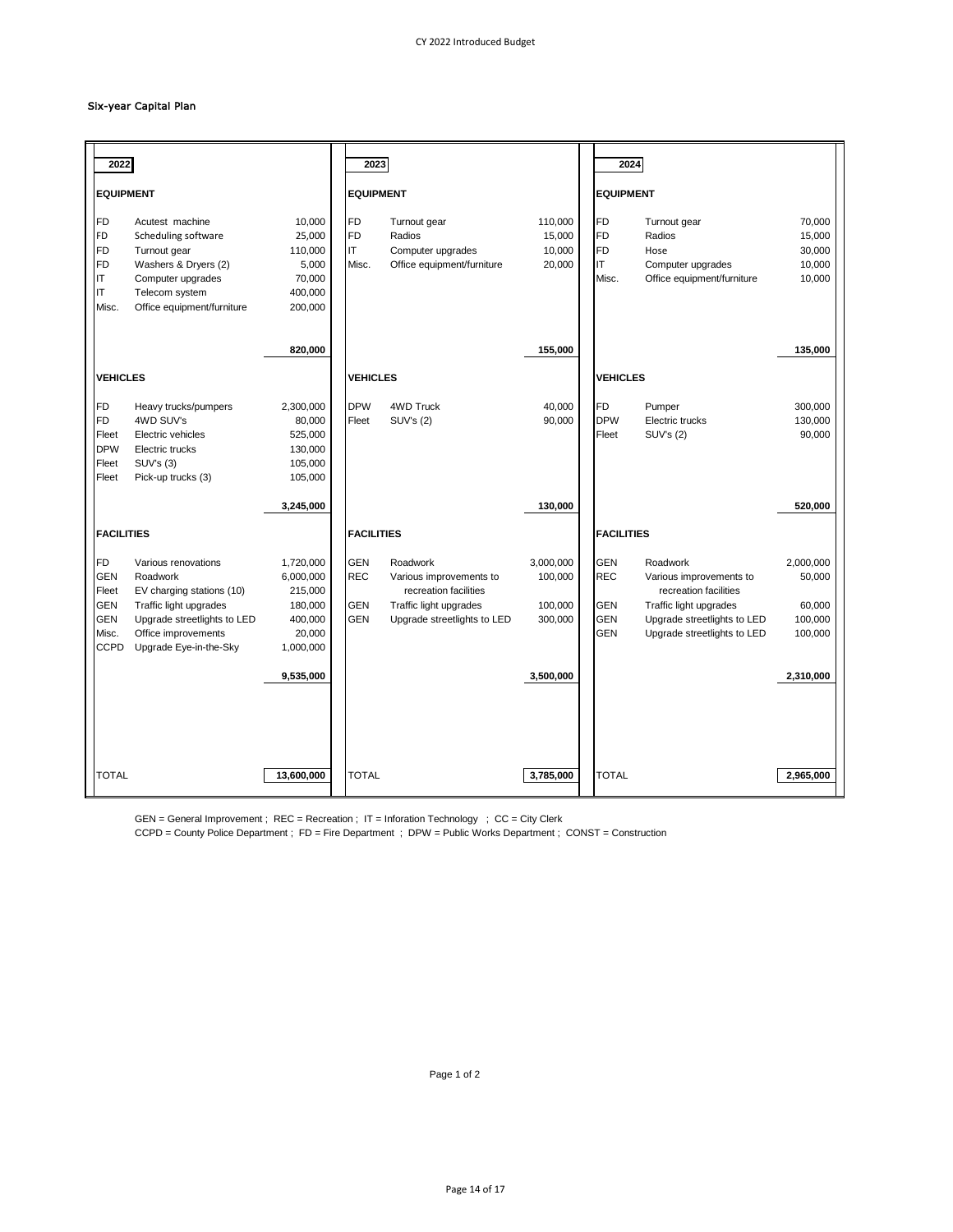## Six-year Capital Plan

### 2022

| Dept. | Item | Amount |
|---|---|---|
| **EQUIPMENT** | | |
| FD | Acutest machine | 10,000 |
| FD | Scheduling software | 25,000 |
| FD | Turnout gear | 110,000 |
| FD | Washers & Dryers (2) | 5,000 |
| IT | Computer upgrades | 70,000 |
| IT | Telecom system | 400,000 |
| Misc. | Office equipment/furniture | 200,000 |
| | | **820,000** |
| **VEHICLES** | | |
| FD | Heavy trucks/pumpers | 2,300,000 |
| FD | 4WD SUV's | 80,000 |
| Fleet | Electric vehicles | 525,000 |
| DPW | Electric trucks | 130,000 |
| Fleet | SUV's (3) | 105,000 |
| Fleet | Pick-up trucks (3) | 105,000 |
| | | **3,245,000** |
| **FACILITIES** | | |
| FD | Various renovations | 1,720,000 |
| GEN | Roadwork | 6,000,000 |
| Fleet | EV charging stations (10) | 215,000 |
| GEN | Traffic light upgrades | 180,000 |
| GEN | Upgrade streetlights to LED | 400,000 |
| Misc. | Office improvements | 20,000 |
| CCPD | Upgrade Eye-in-the-Sky | 1,000,000 |
| | | **9,535,000** |
| TOTAL | | 13,600,000 |

### 2023

| Dept. | Item | Amount |
|---|---|---|
| **EQUIPMENT** | | |
| FD | Turnout gear | 110,000 |
| FD | Radios | 15,000 |
| IT | Computer upgrades | 10,000 |
| Misc. | Office equipment/furniture | 20,000 |
| | | **155,000** |
| **VEHICLES** | | |
| DPW | 4WD Truck | 40,000 |
| Fleet | SUV's (2) | 90,000 |
| | | **130,000** |
| **FACILITIES** | | |
| GEN | Roadwork | 3,000,000 |
| REC | Various improvements to recreation facilities | 100,000 |
| GEN | Traffic light upgrades | 100,000 |
| GEN | Upgrade streetlights to LED | 300,000 |
| | | **3,500,000** |
| TOTAL | | 3,785,000 |

### 2024

| Dept. | Item | Amount |
|---|---|---|
| **EQUIPMENT** | | |
| FD | Turnout gear | 70,000 |
| FD | Radios | 15,000 |
| FD | Hose | 30,000 |
| IT | Computer upgrades | 10,000 |
| Misc. | Office equipment/furniture | 10,000 |
| | | **135,000** |
| **VEHICLES** | | |
| FD | Pumper | 300,000 |
| DPW | Electric trucks | 130,000 |
| Fleet | SUV's (2) | 90,000 |
| | | **520,000** |
| **FACILITIES** | | |
| GEN | Roadwork | 2,000,000 |
| REC | Various improvements to recreation facilities | 50,000 |
| GEN | Traffic light upgrades | 60,000 |
| GEN | Upgrade streetlights to LED | 100,000 |
| GEN | Upgrade streetlights to LED | 100,000 |
| | | **2,310,000** |
| TOTAL | | 2,965,000 |

GEN = General Improvement ; REC = Recreation ; IT = Inforation Technology ; CC = City Clerk
CCPD = County Police Department ; FD = Fire Department ; DPW = Public Works Department ; CONST = Construction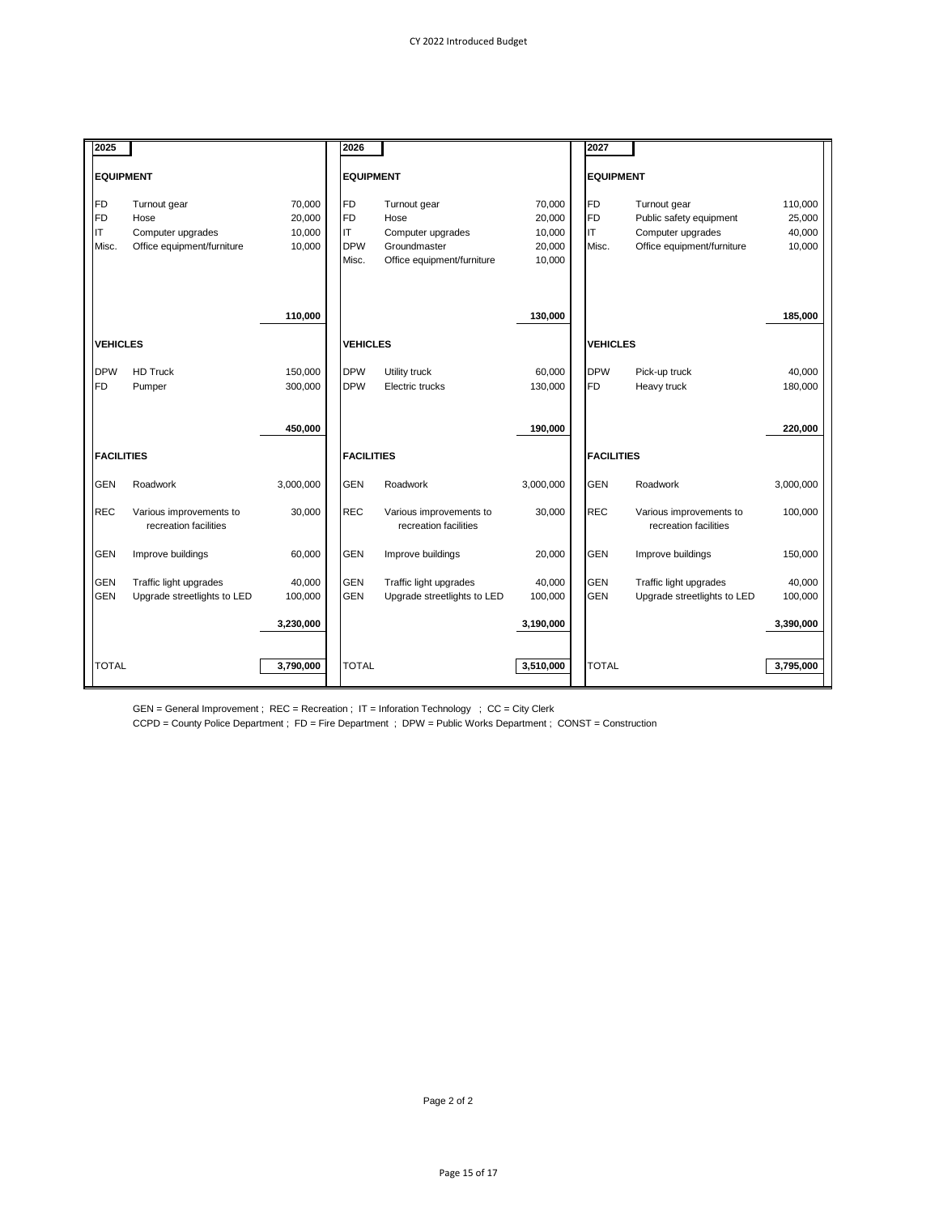| 2025 | | | 2026 | | | 2027 | | |
|---|---|---|---|---|---|---|---|---|
| **EQUIPMENT** | | | **EQUIPMENT** | | | **EQUIPMENT** | | |
| FD | Turnout gear | 70,000 | FD | Turnout gear | 70,000 | FD | Turnout gear | 110,000 |
| FD | Hose | 20,000 | FD | Hose | 20,000 | FD | Public safety equipment | 25,000 |
| IT | Computer upgrades | 10,000 | IT | Computer upgrades | 10,000 | IT | Computer upgrades | 40,000 |
| Misc. | Office equipment/furniture | 10,000 | DPW | Groundmaster | 20,000 | Misc. | Office equipment/furniture | 10,000 |
| | | | Misc. | Office equipment/furniture | 10,000 | | | |
| | | **110,000** | | | **130,000** | | | **185,000** |
| **VEHICLES** | | | **VEHICLES** | | | **VEHICLES** | | |
| DPW | HD Truck | 150,000 | DPW | Utility truck | 60,000 | DPW | Pick-up truck | 40,000 |
| FD | Pumper | 300,000 | DPW | Electric trucks | 130,000 | FD | Heavy truck | 180,000 |
| | | **450,000** | | | **190,000** | | | **220,000** |
| **FACILITIES** | | | **FACILITIES** | | | **FACILITIES** | | |
| GEN | Roadwork | 3,000,000 | GEN | Roadwork | 3,000,000 | GEN | Roadwork | 3,000,000 |
| REC | Various improvements to recreation facilities | 30,000 | REC | Various improvements to recreation facilities | 30,000 | REC | Various improvements to recreation facilities | 100,000 |
| GEN | Improve buildings | 60,000 | GEN | Improve buildings | 20,000 | GEN | Improve buildings | 150,000 |
| GEN | Traffic light upgrades | 40,000 | GEN | Traffic light upgrades | 40,000 | GEN | Traffic light upgrades | 40,000 |
| GEN | Upgrade streetlights to LED | 100,000 | GEN | Upgrade streetlights to LED | 100,000 | GEN | Upgrade streetlights to LED | 100,000 |
| | | **3,230,000** | | | **3,190,000** | | | **3,390,000** |
| TOTAL | | **3,790,000** | TOTAL | | **3,510,000** | TOTAL | | **3,795,000** |

GEN = General Improvement ; REC = Recreation ; IT = Inforation Technology ; CC = City Clerk

CCPD = County Police Department ; FD = Fire Department ; DPW = Public Works Department ; CONST = Construction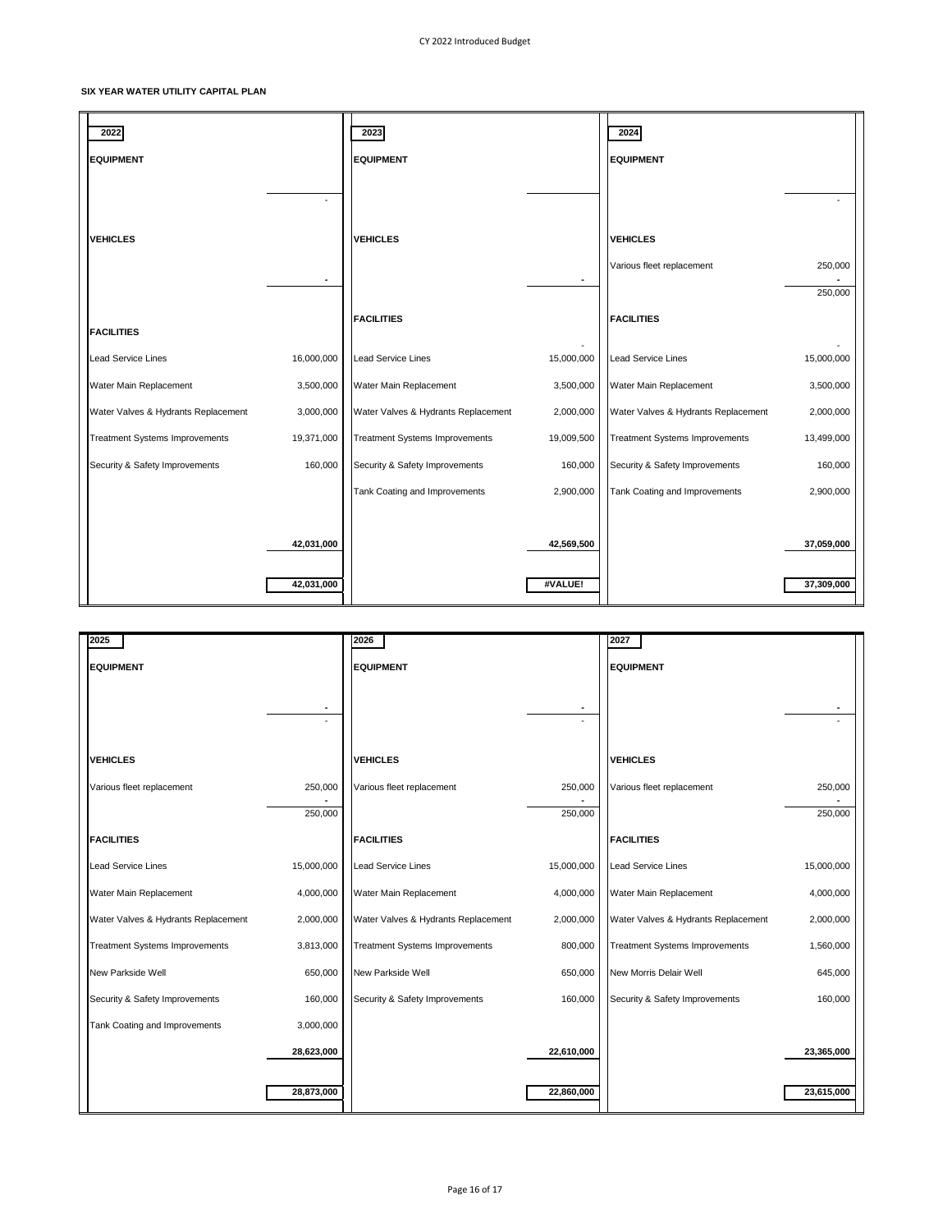**SIX YEAR WATER UTILITY CAPITAL PLAN**

| **2022** | | **2023** | | **2024** | |
|---|---|---|---|---|---|
| **EQUIPMENT** | | **EQUIPMENT** | | **EQUIPMENT** | |
| | - | | | | - |
| **VEHICLES** | | **VEHICLES** | | **VEHICLES** | |
| | | | | Various fleet replacement | 250,000 |
| | - | | - | | - |
| | | | | | 250,000 |
| **FACILITIES** | | **FACILITIES** | | **FACILITIES** | |
| | | | - | | - |
| Lead Service Lines | 16,000,000 | Lead Service Lines | 15,000,000 | Lead Service Lines | 15,000,000 |
| Water Main Replacement | 3,500,000 | Water Main Replacement | 3,500,000 | Water Main Replacement | 3,500,000 |
| Water Valves & Hydrants Replacement | 3,000,000 | Water Valves & Hydrants Replacement | 2,000,000 | Water Valves & Hydrants Replacement | 2,000,000 |
| Treatment Systems Improvements | 19,371,000 | Treatment Systems Improvements | 19,009,500 | Treatment Systems Improvements | 13,499,000 |
| Security & Safety Improvements | 160,000 | Security & Safety Improvements | 160,000 | Security & Safety Improvements | 160,000 |
| | | Tank Coating and Improvements | 2,900,000 | Tank Coating and Improvements | 2,900,000 |
| | **42,031,000** | | **42,569,500** | | **37,059,000** |
| | **42,031,000** | | **#VALUE!** | | **37,309,000** |

| **2025** | | **2026** | | **2027** | |
|---|---|---|---|---|---|
| **EQUIPMENT** | | **EQUIPMENT** | | **EQUIPMENT** | |
| | - | | - | | - |
| | - | | - | | - |
| **VEHICLES** | | **VEHICLES** | | **VEHICLES** | |
| Various fleet replacement | 250,000 | Various fleet replacement | 250,000 | Various fleet replacement | 250,000 |
| | - | | - | | - |
| | 250,000 | | 250,000 | | 250,000 |
| **FACILITIES** | | **FACILITIES** | | **FACILITIES** | |
| Lead Service Lines | 15,000,000 | Lead Service Lines | 15,000,000 | Lead Service Lines | 15,000,000 |
| Water Main Replacement | 4,000,000 | Water Main Replacement | 4,000,000 | Water Main Replacement | 4,000,000 |
| Water Valves & Hydrants Replacement | 2,000,000 | Water Valves & Hydrants Replacement | 2,000,000 | Water Valves & Hydrants Replacement | 2,000,000 |
| Treatment Systems Improvements | 3,813,000 | Treatment Systems Improvements | 800,000 | Treatment Systems Improvements | 1,560,000 |
| New Parkside Well | 650,000 | New Parkside Well | 650,000 | New Morris Delair Well | 645,000 |
| Security & Safety Improvements | 160,000 | Security & Safety Improvements | 160,000 | Security & Safety Improvements | 160,000 |
| Tank Coating and Improvements | 3,000,000 | | | | |
| | **28,623,000** | | **22,610,000** | | **23,365,000** |
| | **28,873,000** | | **22,860,000** | | **23,615,000** |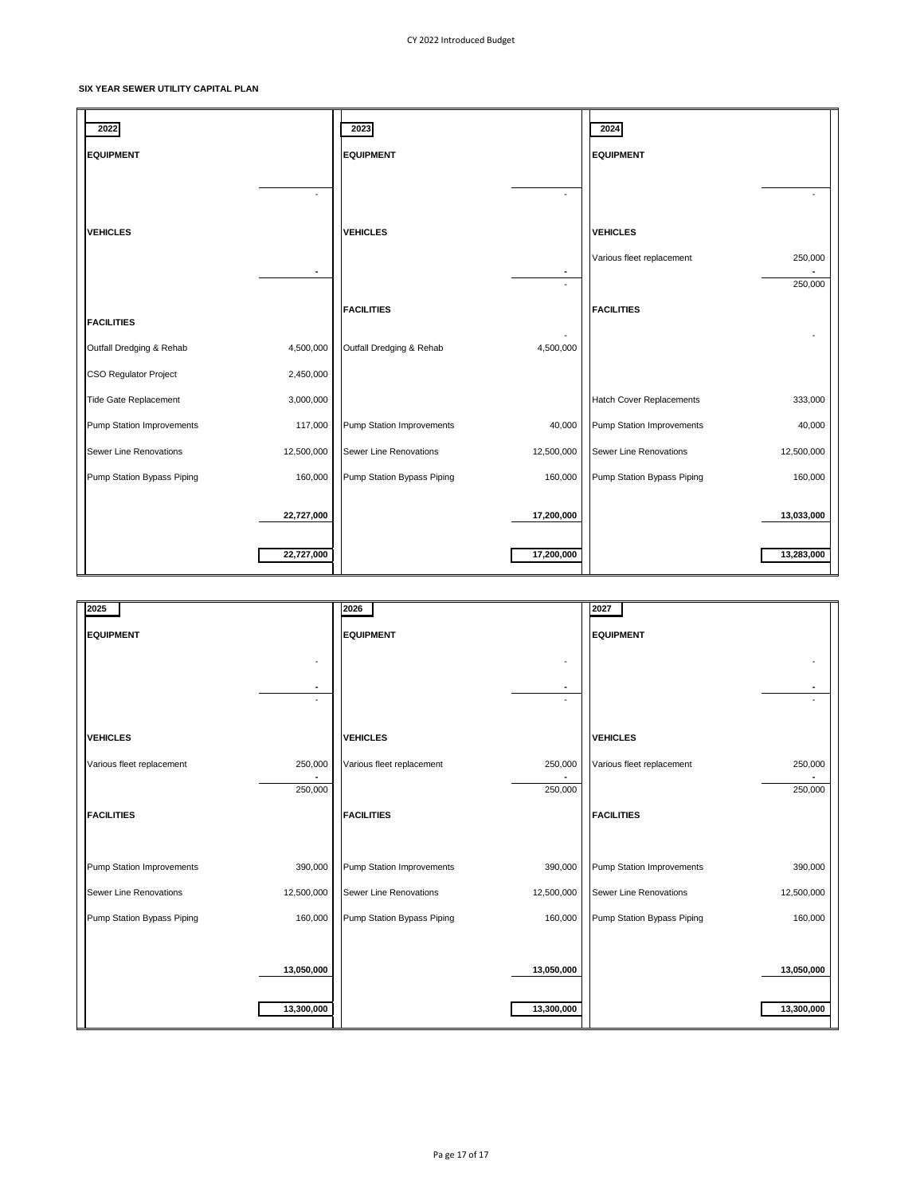## SIX YEAR SEWER UTILITY CAPITAL PLAN

| 2022 | | 2023 | | 2024 | |
|---|---|---|---|---|---|
| **EQUIPMENT** | | **EQUIPMENT** | | **EQUIPMENT** | |
| | - | | - | | - |
| **VEHICLES** | | **VEHICLES** | | **VEHICLES** | |
| | | | | Various fleet replacement | 250,000 |
| | - | | - | | - |
| | | | - | | 250,000 |
| **FACILITIES** | | **FACILITIES** | | **FACILITIES** | |
| | | | - | | - |
| Outfall Dredging & Rehab | 4,500,000 | Outfall Dredging & Rehab | 4,500,000 | | |
| CSO Regulator Project | 2,450,000 | | | | |
| Tide Gate Replacement | 3,000,000 | | | Hatch Cover Replacements | 333,000 |
| Pump Station Improvements | 117,000 | Pump Station Improvements | 40,000 | Pump Station Improvements | 40,000 |
| Sewer Line Renovations | 12,500,000 | Sewer Line Renovations | 12,500,000 | Sewer Line Renovations | 12,500,000 |
| Pump Station Bypass Piping | 160,000 | Pump Station Bypass Piping | 160,000 | Pump Station Bypass Piping | 160,000 |
| | **22,727,000** | | **17,200,000** | | **13,033,000** |
| | **22,727,000** | | **17,200,000** | | **13,283,000** |

| 2025 | | 2026 | | 2027 | |
|---|---|---|---|---|---|
| **EQUIPMENT** | | **EQUIPMENT** | | **EQUIPMENT** | |
| | - | | - | | - |
| | - | | - | | - |
| | - | | - | | - |
| **VEHICLES** | | **VEHICLES** | | **VEHICLES** | |
| Various fleet replacement | 250,000 | Various fleet replacement | 250,000 | Various fleet replacement | 250,000 |
| | - | | - | | - |
| | 250,000 | | 250,000 | | 250,000 |
| **FACILITIES** | | **FACILITIES** | | **FACILITIES** | |
| Pump Station Improvements | 390,000 | Pump Station Improvements | 390,000 | Pump Station Improvements | 390,000 |
| Sewer Line Renovations | 12,500,000 | Sewer Line Renovations | 12,500,000 | Sewer Line Renovations | 12,500,000 |
| Pump Station Bypass Piping | 160,000 | Pump Station Bypass Piping | 160,000 | Pump Station Bypass Piping | 160,000 |
| | **13,050,000** | | **13,050,000** | | **13,050,000** |
| | **13,300,000** | | **13,300,000** | | **13,300,000** |